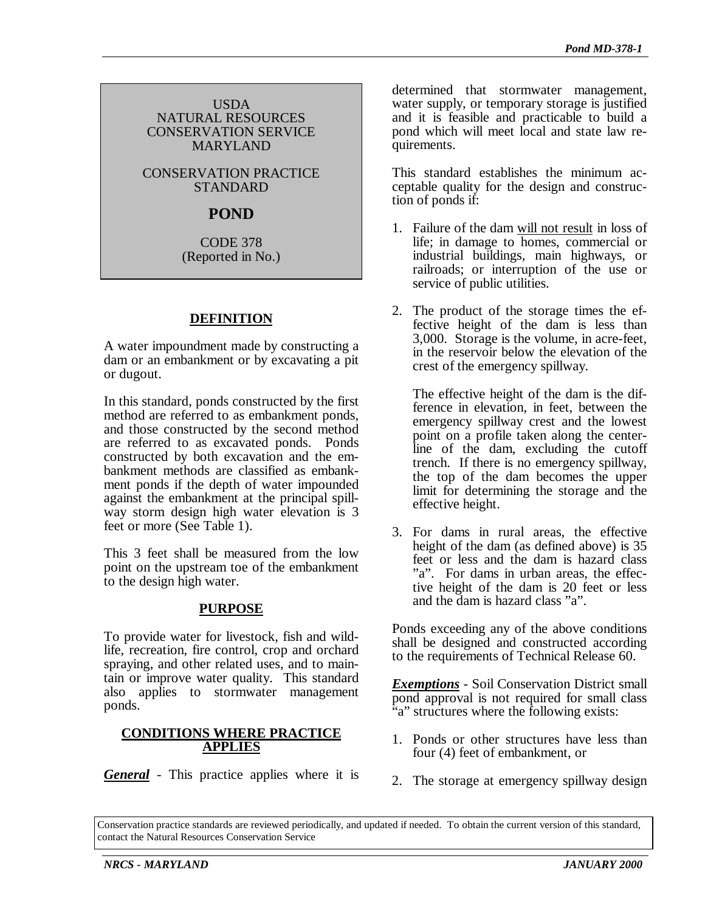USDA
NATURAL RESOURCES
CONSERVATION SERVICE
MARYLAND

CONSERVATION PRACTICE
STANDARD

# POND

CODE 378
(Reported in No.)

## DEFINITION

A water impoundment made by constructing a dam or an embankment or by excavating a pit or dugout.

In this standard, ponds constructed by the first method are referred to as embankment ponds, and those constructed by the second method are referred to as excavated ponds. Ponds constructed by both excavation and the embankment methods are classified as embankment ponds if the depth of water impounded against the embankment at the principal spillway storm design high water elevation is 3 feet or more (See Table 1).

This 3 feet shall be measured from the low point on the upstream toe of the embankment to the design high water.

## PURPOSE

To provide water for livestock, fish and wildlife, recreation, fire control, crop and orchard spraying, and other related uses, and to maintain or improve water quality. This standard also applies to stormwater management ponds.

## CONDITIONS WHERE PRACTICE APPLIES

***General*** - This practice applies where it is determined that stormwater management, water supply, or temporary storage is justified and it is feasible and practicable to build a pond which will meet local and state law requirements.

This standard establishes the minimum acceptable quality for the design and construction of ponds if:

1. Failure of the dam will not result in loss of life; in damage to homes, commercial or industrial buildings, main highways, or railroads; or interruption of the use or service of public utilities.

2. The product of the storage times the effective height of the dam is less than 3,000. Storage is the volume, in acre-feet, in the reservoir below the elevation of the crest of the emergency spillway.

   The effective height of the dam is the difference in elevation, in feet, between the emergency spillway crest and the lowest point on a profile taken along the centerline of the dam, excluding the cutoff trench. If there is no emergency spillway, the top of the dam becomes the upper limit for determining the storage and the effective height.

3. For dams in rural areas, the effective height of the dam (as defined above) is 35 feet or less and the dam is hazard class "a". For dams in urban areas, the effective height of the dam is 20 feet or less and the dam is hazard class "a".

Ponds exceeding any of the above conditions shall be designed and constructed according to the requirements of Technical Release 60.

***Exemptions*** - Soil Conservation District small pond approval is not required for small class "a" structures where the following exists:

1. Ponds or other structures have less than four (4) feet of embankment, or

2. The storage at emergency spillway design

Conservation practice standards are reviewed periodically, and updated if needed. To obtain the current version of this standard, contact the Natural Resources Conservation Service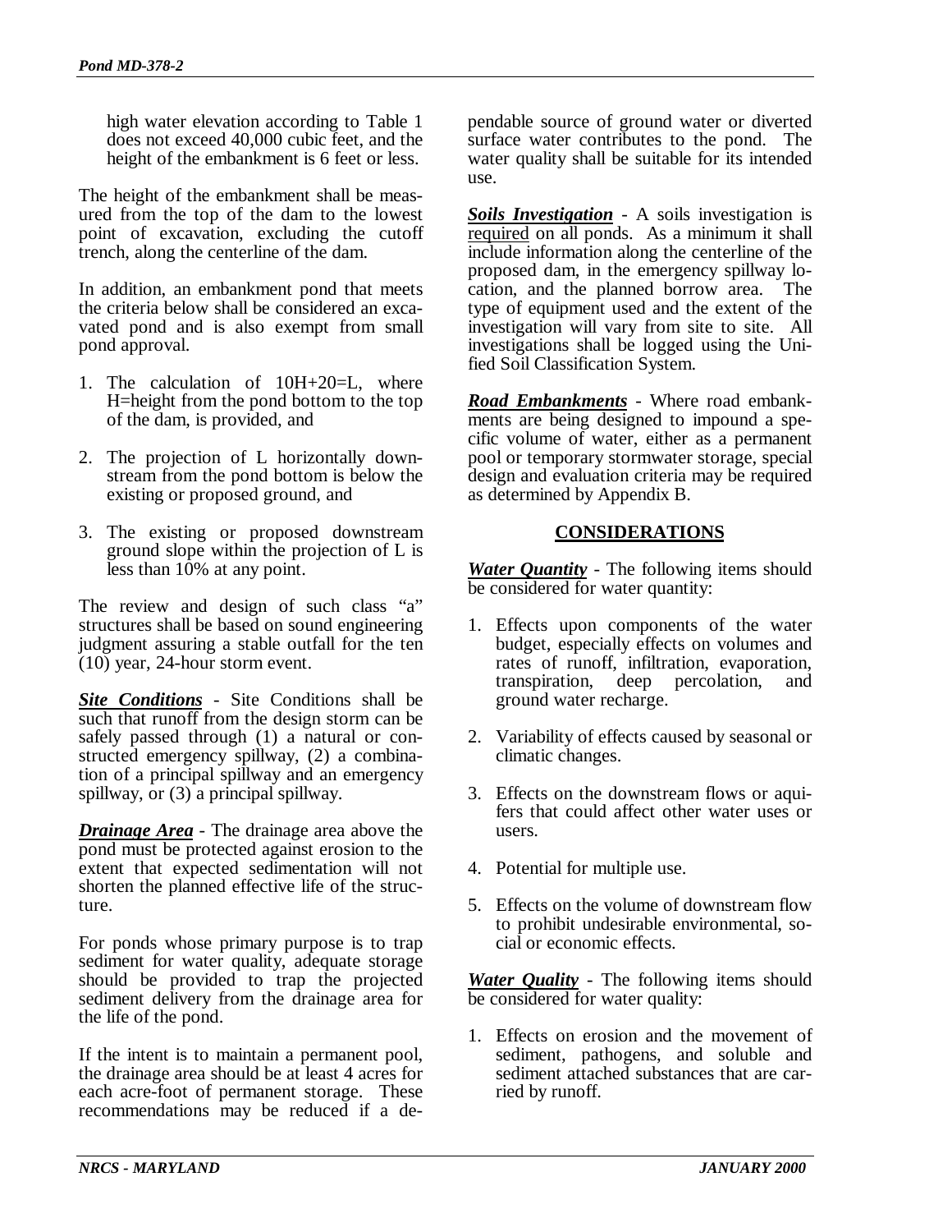high water elevation according to Table 1 does not exceed 40,000 cubic feet, and the height of the embankment is 6 feet or less.

The height of the embankment shall be measured from the top of the dam to the lowest point of excavation, excluding the cutoff trench, along the centerline of the dam.

In addition, an embankment pond that meets the criteria below shall be considered an excavated pond and is also exempt from small pond approval.

1. The calculation of 10H+20=L, where H=height from the pond bottom to the top of the dam, is provided, and
2. The projection of L horizontally downstream from the pond bottom is below the existing or proposed ground, and
3. The existing or proposed downstream ground slope within the projection of L is less than 10% at any point.

The review and design of such class "a" structures shall be based on sound engineering judgment assuring a stable outfall for the ten (10) year, 24-hour storm event.

***Site Conditions*** - Site Conditions shall be such that runoff from the design storm can be safely passed through (1) a natural or constructed emergency spillway, (2) a combination of a principal spillway and an emergency spillway, or (3) a principal spillway.

***Drainage Area*** - The drainage area above the pond must be protected against erosion to the extent that expected sedimentation will not shorten the planned effective life of the structure.

For ponds whose primary purpose is to trap sediment for water quality, adequate storage should be provided to trap the projected sediment delivery from the drainage area for the life of the pond.

If the intent is to maintain a permanent pool, the drainage area should be at least 4 acres for each acre-foot of permanent storage. These recommendations may be reduced if a dependable source of ground water or diverted surface water contributes to the pond. The water quality shall be suitable for its intended use.

***Soils Investigation*** - A soils investigation is required on all ponds. As a minimum it shall include information along the centerline of the proposed dam, in the emergency spillway location, and the planned borrow area. The type of equipment used and the extent of the investigation will vary from site to site. All investigations shall be logged using the Unified Soil Classification System.

***Road Embankments*** - Where road embankments are being designed to impound a specific volume of water, either as a permanent pool or temporary stormwater storage, special design and evaluation criteria may be required as determined by Appendix B.

## CONSIDERATIONS

***Water Quantity*** - The following items should be considered for water quantity:

1. Effects upon components of the water budget, especially effects on volumes and rates of runoff, infiltration, evaporation, transpiration, deep percolation, and ground water recharge.
2. Variability of effects caused by seasonal or climatic changes.
3. Effects on the downstream flows or aquifers that could affect other water uses or users.
4. Potential for multiple use.
5. Effects on the volume of downstream flow to prohibit undesirable environmental, social or economic effects.

***Water Quality*** - The following items should be considered for water quality:

1. Effects on erosion and the movement of sediment, pathogens, and soluble and sediment attached substances that are carried by runoff.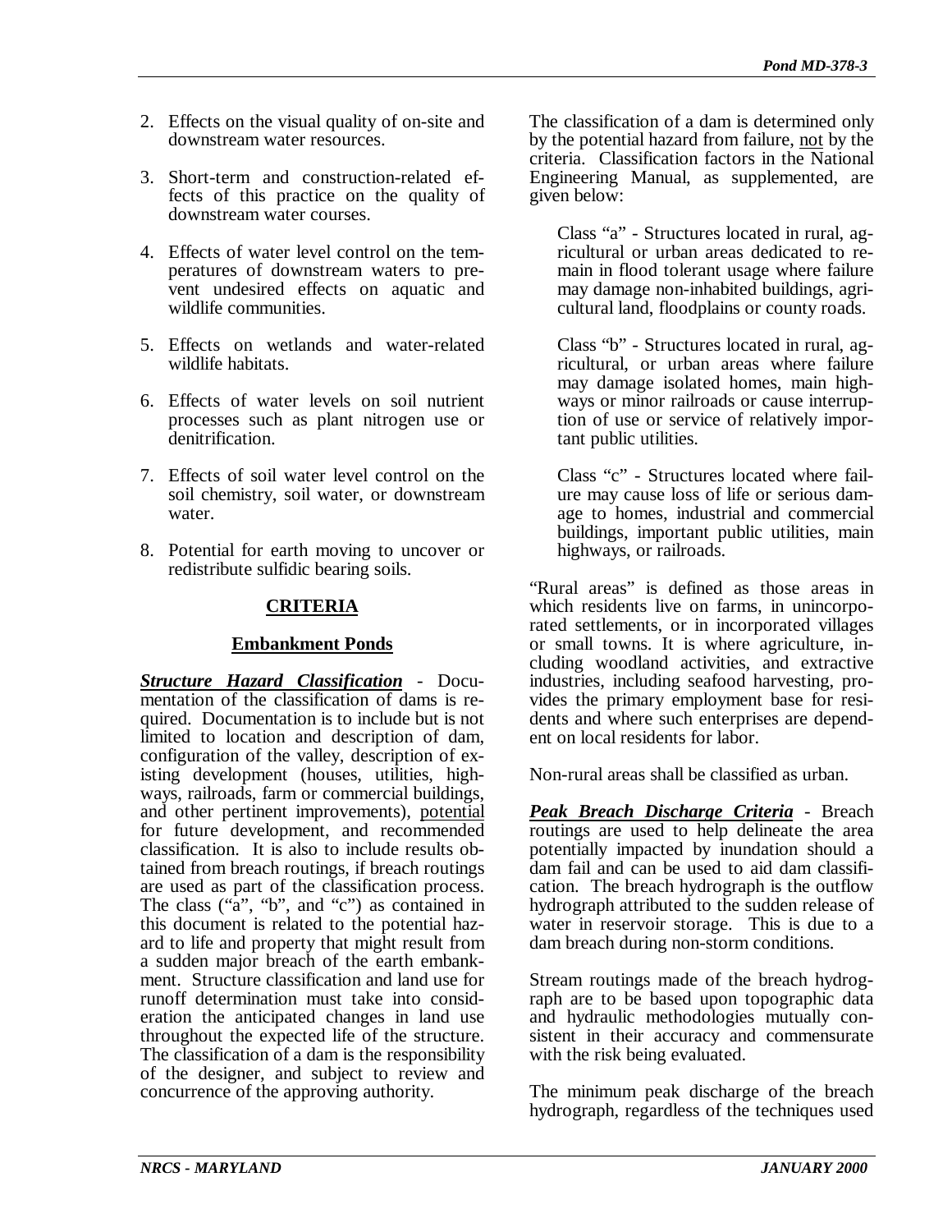2. Effects on the visual quality of on-site and downstream water resources.

3. Short-term and construction-related effects of this practice on the quality of downstream water courses.

4. Effects of water level control on the temperatures of downstream waters to prevent undesired effects on aquatic and wildlife communities.

5. Effects on wetlands and water-related wildlife habitats.

6. Effects of water levels on soil nutrient processes such as plant nitrogen use or denitrification.

7. Effects of soil water level control on the soil chemistry, soil water, or downstream water.

8. Potential for earth moving to uncover or redistribute sulfidic bearing soils.

## CRITERIA

### Embankment Ponds

***Structure Hazard Classification*** - Documentation of the classification of dams is required. Documentation is to include but is not limited to location and description of dam, configuration of the valley, description of existing development (houses, utilities, highways, railroads, farm or commercial buildings, and other pertinent improvements), potential for future development, and recommended classification. It is also to include results obtained from breach routings, if breach routings are used as part of the classification process. The class ("a", "b", and "c") as contained in this document is related to the potential hazard to life and property that might result from a sudden major breach of the earth embankment. Structure classification and land use for runoff determination must take into consideration the anticipated changes in land use throughout the expected life of the structure. The classification of a dam is the responsibility of the designer, and subject to review and concurrence of the approving authority.

The classification of a dam is determined only by the potential hazard from failure, not by the criteria. Classification factors in the National Engineering Manual, as supplemented, are given below:

Class "a" - Structures located in rural, agricultural or urban areas dedicated to remain in flood tolerant usage where failure may damage non-inhabited buildings, agricultural land, floodplains or county roads.

Class "b" - Structures located in rural, agricultural, or urban areas where failure may damage isolated homes, main highways or minor railroads or cause interruption of use or service of relatively important public utilities.

Class "c" - Structures located where failure may cause loss of life or serious damage to homes, industrial and commercial buildings, important public utilities, main highways, or railroads.

"Rural areas" is defined as those areas in which residents live on farms, in unincorporated settlements, or in incorporated villages or small towns. It is where agriculture, including woodland activities, and extractive industries, including seafood harvesting, provides the primary employment base for residents and where such enterprises are dependent on local residents for labor.

Non-rural areas shall be classified as urban.

***Peak Breach Discharge Criteria*** - Breach routings are used to help delineate the area potentially impacted by inundation should a dam fail and can be used to aid dam classification. The breach hydrograph is the outflow hydrograph attributed to the sudden release of water in reservoir storage. This is due to a dam breach during non-storm conditions.

Stream routings made of the breach hydrograph are to be based upon topographic data and hydraulic methodologies mutually consistent in their accuracy and commensurate with the risk being evaluated.

The minimum peak discharge of the breach hydrograph, regardless of the techniques used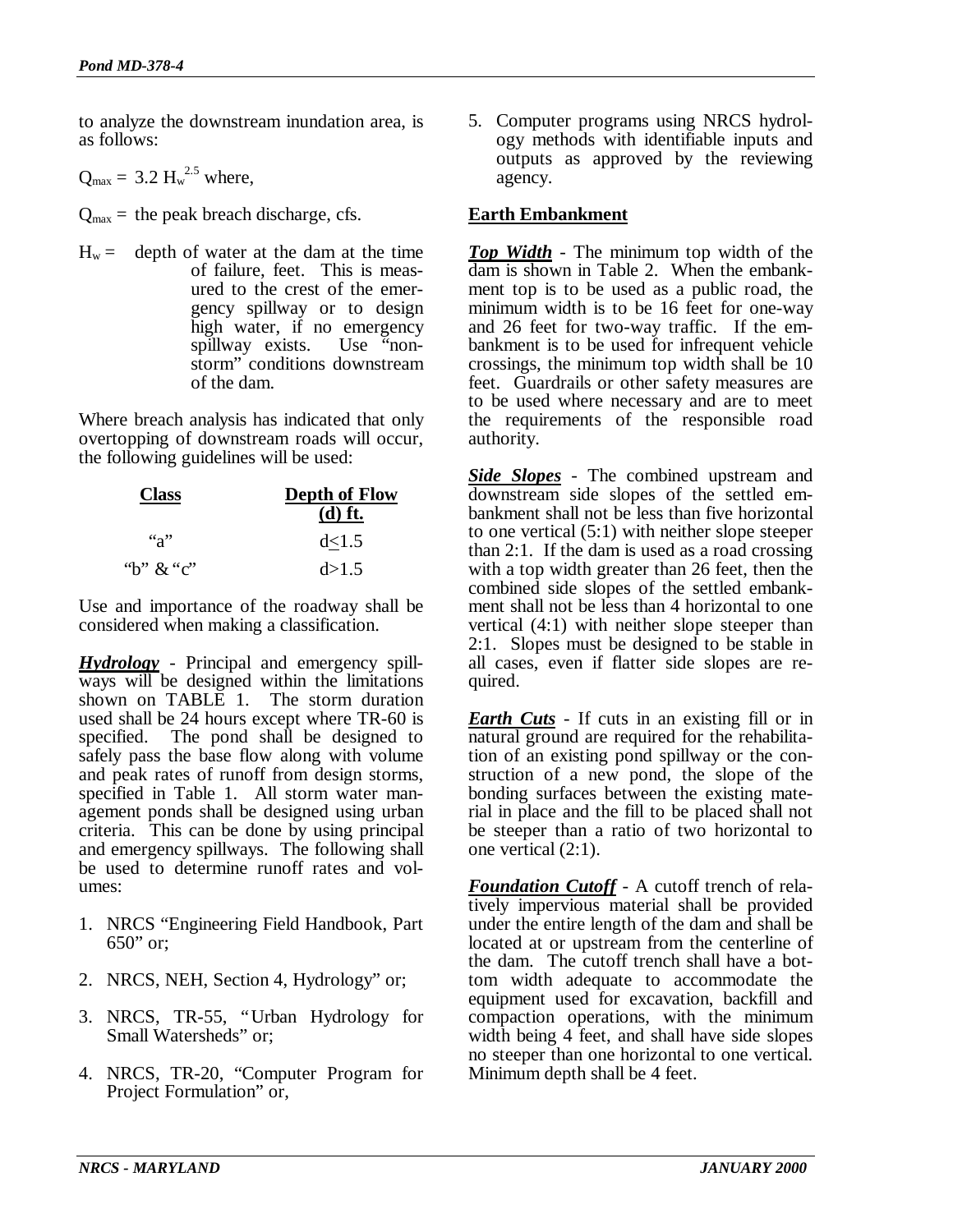to analyze the downstream inundation area, is as follows:

$Q_{max} = 3.2\ H_w^{2.5}$ where,

$Q_{max}$ = the peak breach discharge, cfs.

$H_w$ = depth of water at the dam at the time of failure, feet. This is measured to the crest of the emergency spillway or to design high water, if no emergency spillway exists. Use "non-storm" conditions downstream of the dam.

Where breach analysis has indicated that only overtopping of downstream roads will occur, the following guidelines will be used:

| Class | Depth of Flow (d) ft. |
|---|---|
| "a" | $d \leq 1.5$ |
| "b" & "c" | $d > 1.5$ |

Use and importance of the roadway shall be considered when making a classification.

***Hydrology*** - Principal and emergency spillways will be designed within the limitations shown on TABLE 1. The storm duration used shall be 24 hours except where TR-60 is specified. The pond shall be designed to safely pass the base flow along with volume and peak rates of runoff from design storms, specified in Table 1. All storm water management ponds shall be designed using urban criteria. This can be done by using principal and emergency spillways. The following shall be used to determine runoff rates and volumes:

1. NRCS "Engineering Field Handbook, Part 650" or;
2. NRCS, NEH, Section 4, Hydrology" or;
3. NRCS, TR-55, "Urban Hydrology for Small Watersheds" or;
4. NRCS, TR-20, "Computer Program for Project Formulation" or,
5. Computer programs using NRCS hydrology methods with identifiable inputs and outputs as approved by the reviewing agency.

## Earth Embankment

***Top Width*** - The minimum top width of the dam is shown in Table 2. When the embankment top is to be used as a public road, the minimum width is to be 16 feet for one-way and 26 feet for two-way traffic. If the embankment is to be used for infrequent vehicle crossings, the minimum top width shall be 10 feet. Guardrails or other safety measures are to be used where necessary and are to meet the requirements of the responsible road authority.

***Side Slopes*** - The combined upstream and downstream side slopes of the settled embankment shall not be less than five horizontal to one vertical (5:1) with neither slope steeper than 2:1. If the dam is used as a road crossing with a top width greater than 26 feet, then the combined side slopes of the settled embankment shall not be less than 4 horizontal to one vertical (4:1) with neither slope steeper than 2:1. Slopes must be designed to be stable in all cases, even if flatter side slopes are required.

***Earth Cuts*** - If cuts in an existing fill or in natural ground are required for the rehabilitation of an existing pond spillway or the construction of a new pond, the slope of the bonding surfaces between the existing material in place and the fill to be placed shall not be steeper than a ratio of two horizontal to one vertical (2:1).

***Foundation Cutoff*** - A cutoff trench of relatively impervious material shall be provided under the entire length of the dam and shall be located at or upstream from the centerline of the dam. The cutoff trench shall have a bottom width adequate to accommodate the equipment used for excavation, backfill and compaction operations, with the minimum width being 4 feet, and shall have side slopes no steeper than one horizontal to one vertical. Minimum depth shall be 4 feet.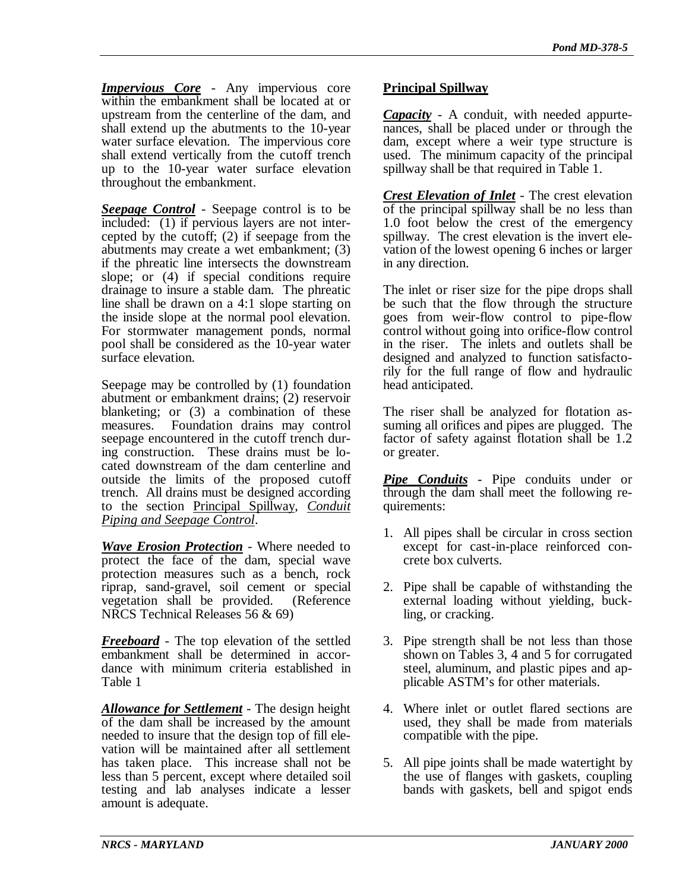***Impervious Core*** - Any impervious core within the embankment shall be located at or upstream from the centerline of the dam, and shall extend up the abutments to the 10-year water surface elevation. The impervious core shall extend vertically from the cutoff trench up to the 10-year water surface elevation throughout the embankment.

***Seepage Control*** - Seepage control is to be included: (1) if pervious layers are not intercepted by the cutoff; (2) if seepage from the abutments may create a wet embankment; (3) if the phreatic line intersects the downstream slope; or (4) if special conditions require drainage to insure a stable dam. The phreatic line shall be drawn on a 4:1 slope starting on the inside slope at the normal pool elevation. For stormwater management ponds, normal pool shall be considered as the 10-year water surface elevation.

Seepage may be controlled by (1) foundation abutment or embankment drains; (2) reservoir blanketing; or (3) a combination of these measures. Foundation drains may control seepage encountered in the cutoff trench during construction. These drains must be located downstream of the dam centerline and outside the limits of the proposed cutoff trench. All drains must be designed according to the section Principal Spillway, *Conduit Piping and Seepage Control*.

***Wave Erosion Protection*** - Where needed to protect the face of the dam, special wave protection measures such as a bench, rock riprap, sand-gravel, soil cement or special vegetation shall be provided. (Reference NRCS Technical Releases 56 & 69)

***Freeboard*** - The top elevation of the settled embankment shall be determined in accordance with minimum criteria established in Table 1

***Allowance for Settlement*** - The design height of the dam shall be increased by the amount needed to insure that the design top of fill elevation will be maintained after all settlement has taken place. This increase shall not be less than 5 percent, except where detailed soil testing and lab analyses indicate a lesser amount is adequate.

## Principal Spillway

***Capacity*** - A conduit, with needed appurtenances, shall be placed under or through the dam, except where a weir type structure is used. The minimum capacity of the principal spillway shall be that required in Table 1.

***Crest Elevation of Inlet*** - The crest elevation of the principal spillway shall be no less than 1.0 foot below the crest of the emergency spillway. The crest elevation is the invert elevation of the lowest opening 6 inches or larger in any direction.

The inlet or riser size for the pipe drops shall be such that the flow through the structure goes from weir-flow control to pipe-flow control without going into orifice-flow control in the riser. The inlets and outlets shall be designed and analyzed to function satisfactorily for the full range of flow and hydraulic head anticipated.

The riser shall be analyzed for flotation assuming all orifices and pipes are plugged. The factor of safety against flotation shall be 1.2 or greater.

***Pipe Conduits*** - Pipe conduits under or through the dam shall meet the following requirements:

1. All pipes shall be circular in cross section except for cast-in-place reinforced concrete box culverts.
2. Pipe shall be capable of withstanding the external loading without yielding, buckling, or cracking.
3. Pipe strength shall be not less than those shown on Tables 3, 4 and 5 for corrugated steel, aluminum, and plastic pipes and applicable ASTM's for other materials.
4. Where inlet or outlet flared sections are used, they shall be made from materials compatible with the pipe.
5. All pipe joints shall be made watertight by the use of flanges with gaskets, coupling bands with gaskets, bell and spigot ends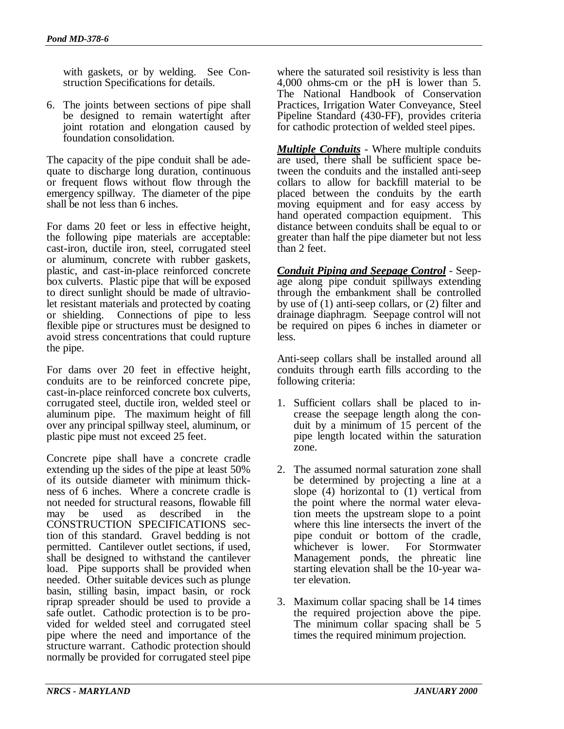with gaskets, or by welding. See Construction Specifications for details.

6. The joints between sections of pipe shall be designed to remain watertight after joint rotation and elongation caused by foundation consolidation.

The capacity of the pipe conduit shall be adequate to discharge long duration, continuous or frequent flows without flow through the emergency spillway. The diameter of the pipe shall be not less than 6 inches.

For dams 20 feet or less in effective height, the following pipe materials are acceptable: cast-iron, ductile iron, steel, corrugated steel or aluminum, concrete with rubber gaskets, plastic, and cast-in-place reinforced concrete box culverts. Plastic pipe that will be exposed to direct sunlight should be made of ultraviolet resistant materials and protected by coating or shielding. Connections of pipe to less flexible pipe or structures must be designed to avoid stress concentrations that could rupture the pipe.

For dams over 20 feet in effective height, conduits are to be reinforced concrete pipe, cast-in-place reinforced concrete box culverts, corrugated steel, ductile iron, welded steel or aluminum pipe. The maximum height of fill over any principal spillway steel, aluminum, or plastic pipe must not exceed 25 feet.

Concrete pipe shall have a concrete cradle extending up the sides of the pipe at least 50% of its outside diameter with minimum thickness of 6 inches. Where a concrete cradle is not needed for structural reasons, flowable fill may be used as described in the CONSTRUCTION SPECIFICATIONS section of this standard. Gravel bedding is not permitted. Cantilever outlet sections, if used, shall be designed to withstand the cantilever load. Pipe supports shall be provided when needed. Other suitable devices such as plunge basin, stilling basin, impact basin, or rock riprap spreader should be used to provide a safe outlet. Cathodic protection is to be provided for welded steel and corrugated steel pipe where the need and importance of the structure warrant. Cathodic protection should normally be provided for corrugated steel pipe where the saturated soil resistivity is less than 4,000 ohms-cm or the pH is lower than 5. The National Handbook of Conservation Practices, Irrigation Water Conveyance, Steel Pipeline Standard (430-FF), provides criteria for cathodic protection of welded steel pipes.

***Multiple Conduits*** - Where multiple conduits are used, there shall be sufficient space between the conduits and the installed anti-seep collars to allow for backfill material to be placed between the conduits by the earth moving equipment and for easy access by hand operated compaction equipment. This distance between conduits shall be equal to or greater than half the pipe diameter but not less than 2 feet.

***Conduit Piping and Seepage Control*** - Seepage along pipe conduit spillways extending through the embankment shall be controlled by use of (1) anti-seep collars, or (2) filter and drainage diaphragm. Seepage control will not be required on pipes 6 inches in diameter or less.

Anti-seep collars shall be installed around all conduits through earth fills according to the following criteria:

1. Sufficient collars shall be placed to increase the seepage length along the conduit by a minimum of 15 percent of the pipe length located within the saturation zone.

2. The assumed normal saturation zone shall be determined by projecting a line at a slope (4) horizontal to (1) vertical from the point where the normal water elevation meets the upstream slope to a point where this line intersects the invert of the pipe conduit or bottom of the cradle, whichever is lower. For Stormwater Management ponds, the phreatic line starting elevation shall be the 10-year water elevation.

3. Maximum collar spacing shall be 14 times the required projection above the pipe. The minimum collar spacing shall be 5 times the required minimum projection.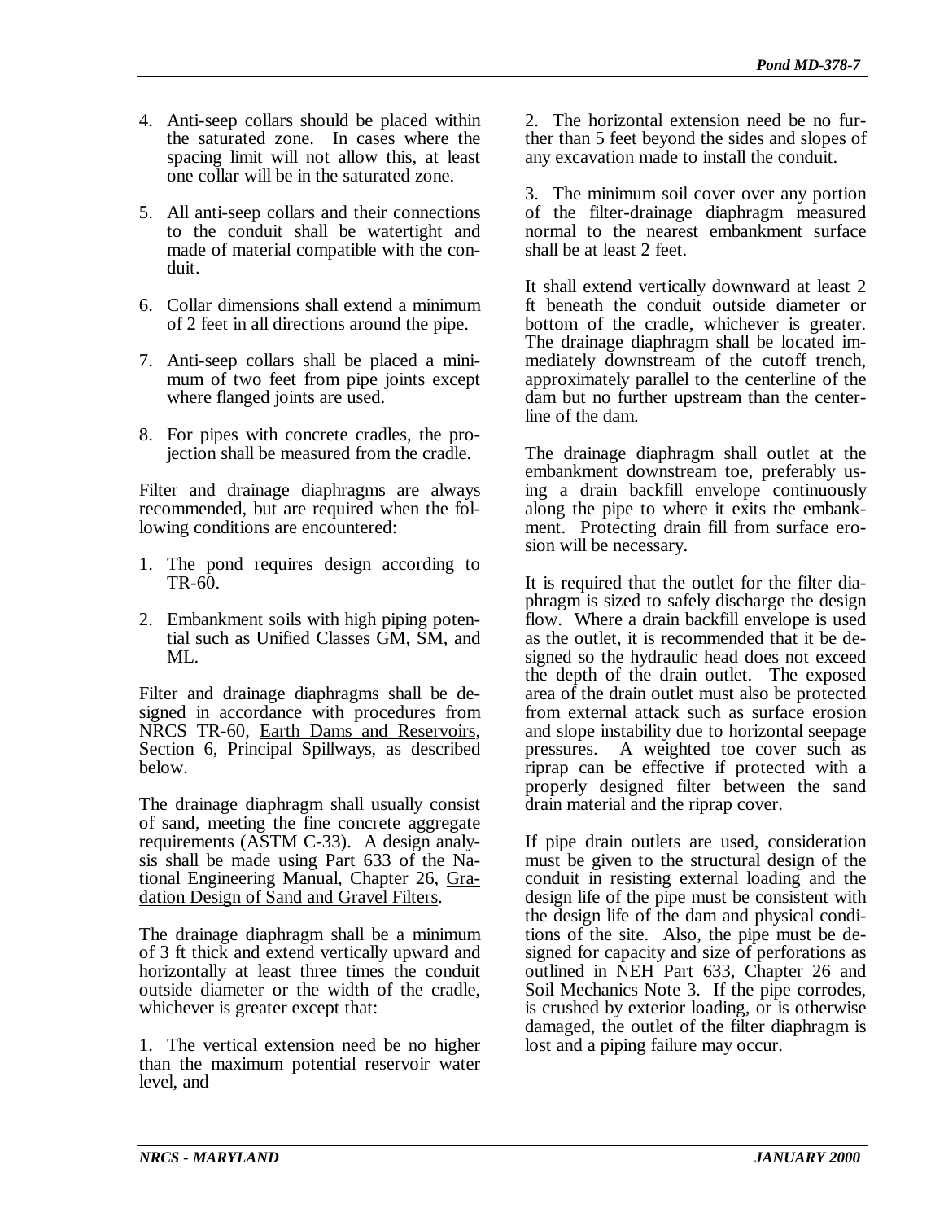4. Anti-seep collars should be placed within the saturated zone. In cases where the spacing limit will not allow this, at least one collar will be in the saturated zone.

5. All anti-seep collars and their connections to the conduit shall be watertight and made of material compatible with the conduit.

6. Collar dimensions shall extend a minimum of 2 feet in all directions around the pipe.

7. Anti-seep collars shall be placed a minimum of two feet from pipe joints except where flanged joints are used.

8. For pipes with concrete cradles, the projection shall be measured from the cradle.

Filter and drainage diaphragms are always recommended, but are required when the following conditions are encountered:

1. The pond requires design according to TR-60.

2. Embankment soils with high piping potential such as Unified Classes GM, SM, and ML.

Filter and drainage diaphragms shall be designed in accordance with procedures from NRCS TR-60, Earth Dams and Reservoirs, Section 6, Principal Spillways, as described below.

The drainage diaphragm shall usually consist of sand, meeting the fine concrete aggregate requirements (ASTM C-33). A design analysis shall be made using Part 633 of the National Engineering Manual, Chapter 26, Gradation Design of Sand and Gravel Filters.

The drainage diaphragm shall be a minimum of 3 ft thick and extend vertically upward and horizontally at least three times the conduit outside diameter or the width of the cradle, whichever is greater except that:

1. The vertical extension need be no higher than the maximum potential reservoir water level, and

2. The horizontal extension need be no further than 5 feet beyond the sides and slopes of any excavation made to install the conduit.

3. The minimum soil cover over any portion of the filter-drainage diaphragm measured normal to the nearest embankment surface shall be at least 2 feet.

It shall extend vertically downward at least 2 ft beneath the conduit outside diameter or bottom of the cradle, whichever is greater. The drainage diaphragm shall be located immediately downstream of the cutoff trench, approximately parallel to the centerline of the dam but no further upstream than the centerline of the dam.

The drainage diaphragm shall outlet at the embankment downstream toe, preferably using a drain backfill envelope continuously along the pipe to where it exits the embankment. Protecting drain fill from surface erosion will be necessary.

It is required that the outlet for the filter diaphragm is sized to safely discharge the design flow. Where a drain backfill envelope is used as the outlet, it is recommended that it be designed so the hydraulic head does not exceed the depth of the drain outlet. The exposed area of the drain outlet must also be protected from external attack such as surface erosion and slope instability due to horizontal seepage pressures. A weighted toe cover such as riprap can be effective if protected with a properly designed filter between the sand drain material and the riprap cover.

If pipe drain outlets are used, consideration must be given to the structural design of the conduit in resisting external loading and the design life of the pipe must be consistent with the design life of the dam and physical conditions of the site. Also, the pipe must be designed for capacity and size of perforations as outlined in NEH Part 633, Chapter 26 and Soil Mechanics Note 3. If the pipe corrodes, is crushed by exterior loading, or is otherwise damaged, the outlet of the filter diaphragm is lost and a piping failure may occur.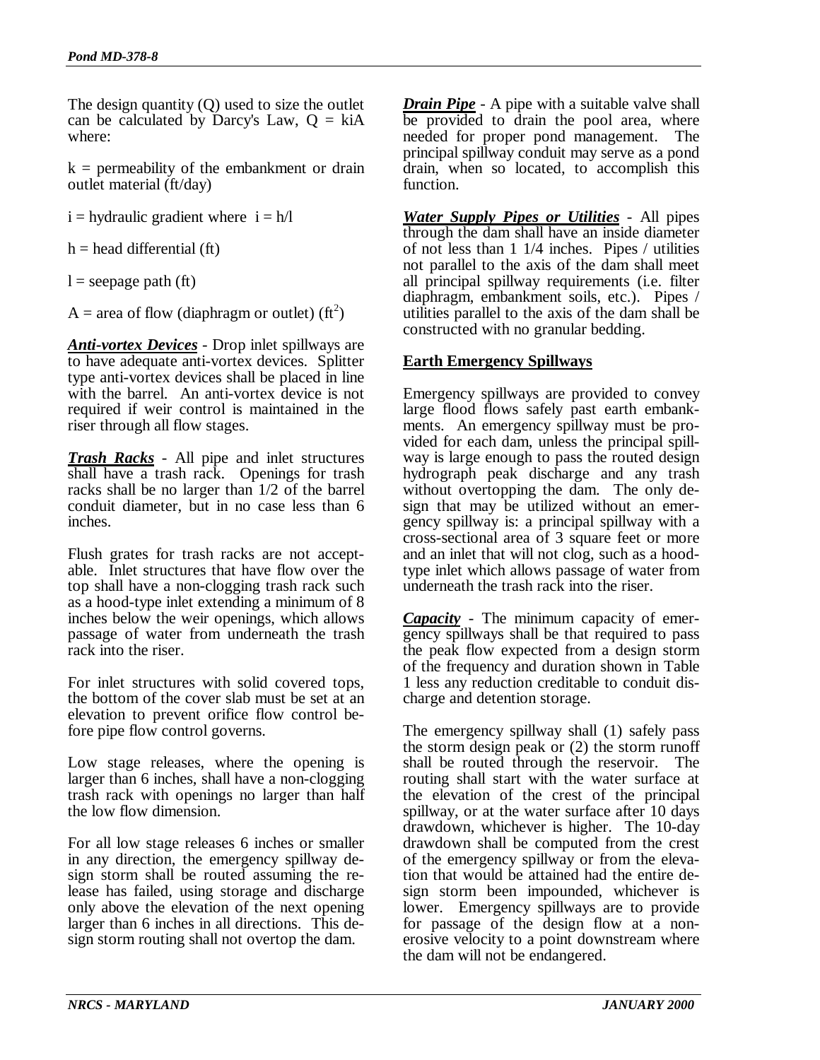The design quantity (Q) used to size the outlet can be calculated by Darcy's Law, $Q = kiA$ where:

$k$ = permeability of the embankment or drain outlet material (ft/day)

$i$ = hydraulic gradient where $i = h/l$

$h$ = head differential (ft)

$l$ = seepage path (ft)

$A$ = area of flow (diaphragm or outlet) ($ft^2$)

***Anti-vortex Devices*** - Drop inlet spillways are to have adequate anti-vortex devices. Splitter type anti-vortex devices shall be placed in line with the barrel. An anti-vortex device is not required if weir control is maintained in the riser through all flow stages.

***Trash Racks*** - All pipe and inlet structures shall have a trash rack. Openings for trash racks shall be no larger than 1/2 of the barrel conduit diameter, but in no case less than 6 inches.

Flush grates for trash racks are not acceptable. Inlet structures that have flow over the top shall have a non-clogging trash rack such as a hood-type inlet extending a minimum of 8 inches below the weir openings, which allows passage of water from underneath the trash rack into the riser.

For inlet structures with solid covered tops, the bottom of the cover slab must be set at an elevation to prevent orifice flow control before pipe flow control governs.

Low stage releases, where the opening is larger than 6 inches, shall have a non-clogging trash rack with openings no larger than half the low flow dimension.

For all low stage releases 6 inches or smaller in any direction, the emergency spillway design storm shall be routed assuming the release has failed, using storage and discharge only above the elevation of the next opening larger than 6 inches in all directions. This design storm routing shall not overtop the dam.

***Drain Pipe*** - A pipe with a suitable valve shall be provided to drain the pool area, where needed for proper pond management. The principal spillway conduit may serve as a pond drain, when so located, to accomplish this function.

***Water Supply Pipes or Utilities*** - All pipes through the dam shall have an inside diameter of not less than 1 1/4 inches. Pipes / utilities not parallel to the axis of the dam shall meet all principal spillway requirements (i.e. filter diaphragm, embankment soils, etc.). Pipes / utilities parallel to the axis of the dam shall be constructed with no granular bedding.

## Earth Emergency Spillways

Emergency spillways are provided to convey large flood flows safely past earth embankments. An emergency spillway must be provided for each dam, unless the principal spillway is large enough to pass the routed design hydrograph peak discharge and any trash without overtopping the dam. The only design that may be utilized without an emergency spillway is: a principal spillway with a cross-sectional area of 3 square feet or more and an inlet that will not clog, such as a hood-type inlet which allows passage of water from underneath the trash rack into the riser.

***Capacity*** - The minimum capacity of emergency spillways shall be that required to pass the peak flow expected from a design storm of the frequency and duration shown in Table 1 less any reduction creditable to conduit discharge and detention storage.

The emergency spillway shall (1) safely pass the storm design peak or (2) the storm runoff shall be routed through the reservoir. The routing shall start with the water surface at the elevation of the crest of the principal spillway, or at the water surface after 10 days drawdown, whichever is higher. The 10-day drawdown shall be computed from the crest of the emergency spillway or from the elevation that would be attained had the entire design storm been impounded, whichever is lower. Emergency spillways are to provide for passage of the design flow at a non-erosive velocity to a point downstream where the dam will not be endangered.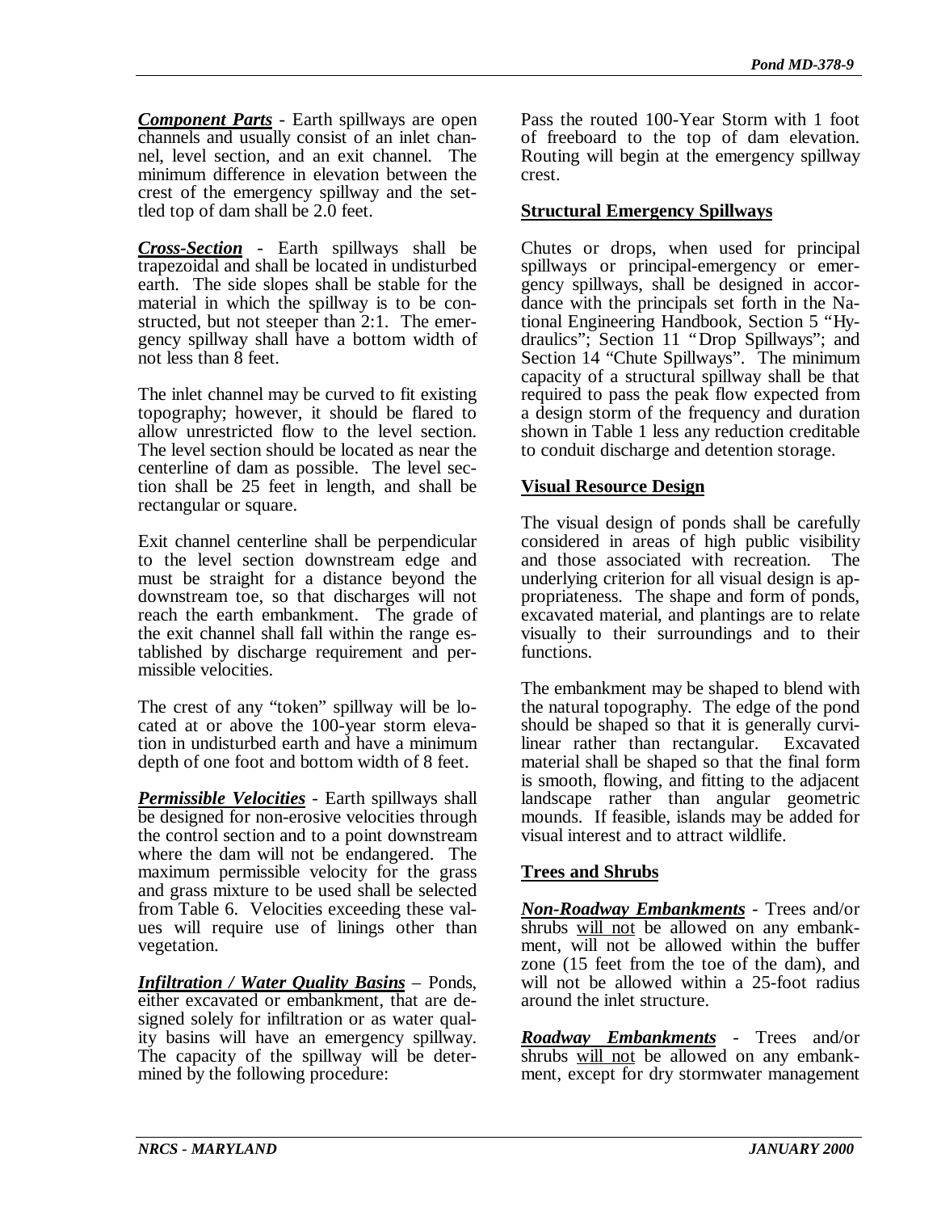***Component Parts*** - Earth spillways are open channels and usually consist of an inlet channel, level section, and an exit channel. The minimum difference in elevation between the crest of the emergency spillway and the settled top of dam shall be 2.0 feet.

***Cross-Section*** - Earth spillways shall be trapezoidal and shall be located in undisturbed earth. The side slopes shall be stable for the material in which the spillway is to be constructed, but not steeper than 2:1. The emergency spillway shall have a bottom width of not less than 8 feet.

The inlet channel may be curved to fit existing topography; however, it should be flared to allow unrestricted flow to the level section. The level section should be located as near the centerline of dam as possible. The level section shall be 25 feet in length, and shall be rectangular or square.

Exit channel centerline shall be perpendicular to the level section downstream edge and must be straight for a distance beyond the downstream toe, so that discharges will not reach the earth embankment. The grade of the exit channel shall fall within the range established by discharge requirement and permissible velocities.

The crest of any "token" spillway will be located at or above the 100-year storm elevation in undisturbed earth and have a minimum depth of one foot and bottom width of 8 feet.

***Permissible Velocities*** - Earth spillways shall be designed for non-erosive velocities through the control section and to a point downstream where the dam will not be endangered. The maximum permissible velocity for the grass and grass mixture to be used shall be selected from Table 6. Velocities exceeding these values will require use of linings other than vegetation.

***Infiltration / Water Quality Basins*** – Ponds, either excavated or embankment, that are designed solely for infiltration or as water quality basins will have an emergency spillway. The capacity of the spillway will be determined by the following procedure:

Pass the routed 100-Year Storm with 1 foot of freeboard to the top of dam elevation. Routing will begin at the emergency spillway crest.

**Structural Emergency Spillways**

Chutes or drops, when used for principal spillways or principal-emergency or emergency spillways, shall be designed in accordance with the principals set forth in the National Engineering Handbook, Section 5 "Hydraulics"; Section 11 "Drop Spillways"; and Section 14 "Chute Spillways". The minimum capacity of a structural spillway shall be that required to pass the peak flow expected from a design storm of the frequency and duration shown in Table 1 less any reduction creditable to conduit discharge and detention storage.

**Visual Resource Design**

The visual design of ponds shall be carefully considered in areas of high public visibility and those associated with recreation. The underlying criterion for all visual design is appropriateness. The shape and form of ponds, excavated material, and plantings are to relate visually to their surroundings and to their functions.

The embankment may be shaped to blend with the natural topography. The edge of the pond should be shaped so that it is generally curvilinear rather than rectangular. Excavated material shall be shaped so that the final form is smooth, flowing, and fitting to the adjacent landscape rather than angular geometric mounds. If feasible, islands may be added for visual interest and to attract wildlife.

**Trees and Shrubs**

***Non-Roadway Embankments*** - Trees and/or shrubs will not be allowed on any embankment, will not be allowed within the buffer zone (15 feet from the toe of the dam), and will not be allowed within a 25-foot radius around the inlet structure.

***Roadway Embankments*** - Trees and/or shrubs will not be allowed on any embankment, except for dry stormwater management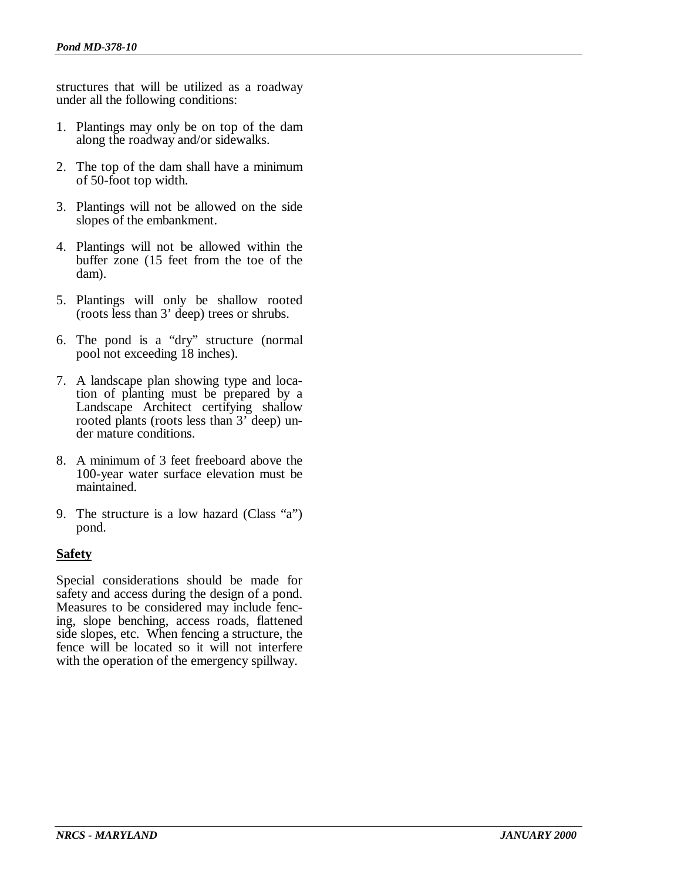structures that will be utilized as a roadway under all the following conditions:

1. Plantings may only be on top of the dam along the roadway and/or sidewalks.

2. The top of the dam shall have a minimum of 50-foot top width.

3. Plantings will not be allowed on the side slopes of the embankment.

4. Plantings will not be allowed within the buffer zone (15 feet from the toe of the dam).

5. Plantings will only be shallow rooted (roots less than 3' deep) trees or shrubs.

6. The pond is a "dry" structure (normal pool not exceeding 18 inches).

7. A landscape plan showing type and location of planting must be prepared by a Landscape Architect certifying shallow rooted plants (roots less than 3' deep) under mature conditions.

8. A minimum of 3 feet freeboard above the 100-year water surface elevation must be maintained.

9. The structure is a low hazard (Class "a") pond.

**Safety**

Special considerations should be made for safety and access during the design of a pond. Measures to be considered may include fencing, slope benching, access roads, flattened side slopes, etc. When fencing a structure, the fence will be located so it will not interfere with the operation of the emergency spillway.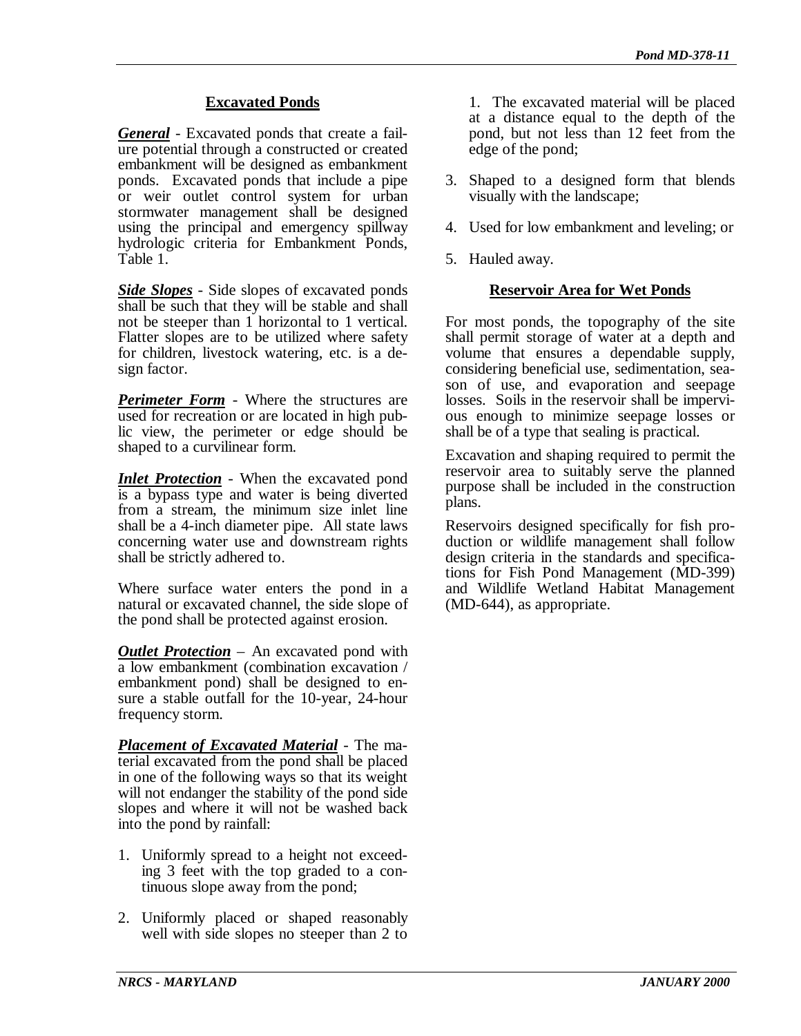## Excavated Ponds

***General*** - Excavated ponds that create a failure potential through a constructed or created embankment will be designed as embankment ponds. Excavated ponds that include a pipe or weir outlet control system for urban stormwater management shall be designed using the principal and emergency spillway hydrologic criteria for Embankment Ponds, Table 1.

***Side Slopes*** - Side slopes of excavated ponds shall be such that they will be stable and shall not be steeper than 1 horizontal to 1 vertical. Flatter slopes are to be utilized where safety for children, livestock watering, etc. is a design factor.

***Perimeter Form*** - Where the structures are used for recreation or are located in high public view, the perimeter or edge should be shaped to a curvilinear form.

***Inlet Protection*** - When the excavated pond is a bypass type and water is being diverted from a stream, the minimum size inlet line shall be a 4-inch diameter pipe. All state laws concerning water use and downstream rights shall be strictly adhered to.

Where surface water enters the pond in a natural or excavated channel, the side slope of the pond shall be protected against erosion.

***Outlet Protection*** – An excavated pond with a low embankment (combination excavation / embankment pond) shall be designed to ensure a stable outfall for the 10-year, 24-hour frequency storm.

***Placement of Excavated Material*** - The material excavated from the pond shall be placed in one of the following ways so that its weight will not endanger the stability of the pond side slopes and where it will not be washed back into the pond by rainfall:

1. Uniformly spread to a height not exceeding 3 feet with the top graded to a continuous slope away from the pond;
2. Uniformly placed or shaped reasonably well with side slopes no steeper than 2 to 1. The excavated material will be placed at a distance equal to the depth of the pond, but not less than 12 feet from the edge of the pond;
3. Shaped to a designed form that blends visually with the landscape;
4. Used for low embankment and leveling; or
5. Hauled away.

## Reservoir Area for Wet Ponds

For most ponds, the topography of the site shall permit storage of water at a depth and volume that ensures a dependable supply, considering beneficial use, sedimentation, season of use, and evaporation and seepage losses. Soils in the reservoir shall be impervious enough to minimize seepage losses or shall be of a type that sealing is practical.

Excavation and shaping required to permit the reservoir area to suitably serve the planned purpose shall be included in the construction plans.

Reservoirs designed specifically for fish production or wildlife management shall follow design criteria in the standards and specifications for Fish Pond Management (MD-399) and Wildlife Wetland Habitat Management (MD-644), as appropriate.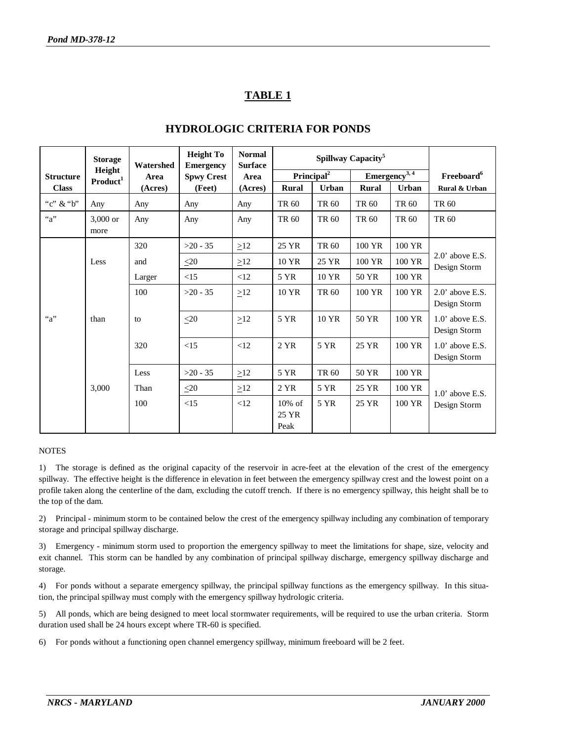## TABLE 1

## HYDROLOGIC CRITERIA FOR PONDS

| Structure Class | Storage Height Product[1] | Watershed Area (Acres) | Height To Emergency Spwy Crest (Feet) | Normal Surface Area (Acres) | Spillway Capacity[5] | | | | Freeboard[6] |
|---|---|---|---|---|---|---|---|---|---|
| | | | | | Principal[2] | | Emergency[3, 4] | | |
| | | | | | Rural | Urban | Rural | Urban | Rural & Urban |
| "c" & "b" | Any | Any | Any | Any | TR 60 | TR 60 | TR 60 | TR 60 | TR 60 |
| "a" | 3,000 or more | Any | Any | Any | TR 60 | TR 60 | TR 60 | TR 60 | TR 60 |
| "a" | Less than 3,000 | 320 and Larger | >20 - 35 | ≥12 | 25 YR | TR 60 | 100 YR | 100 YR | 2.0' above E.S. Design Storm |
| | | | ≤20 | ≥12 | 10 YR | 25 YR | 100 YR | 100 YR | |
| | | | <15 | <12 | 5 YR | 10 YR | 50 YR | 100 YR | |
| | | 100 to 320 | >20 - 35 | ≥12 | 10 YR | TR 60 | 100 YR | 100 YR | 2.0' above E.S. Design Storm |
| | | | ≤20 | ≥12 | 5 YR | 10 YR | 50 YR | 100 YR | 1.0' above E.S. Design Storm |
| | | | <15 | <12 | 2 YR | 5 YR | 25 YR | 100 YR | 1.0' above E.S. Design Storm |
| | | Less Than 100 | >20 - 35 | ≥12 | 5 YR | TR 60 | 50 YR | 100 YR | 1.0' above E.S. Design Storm |
| | | | ≤20 | ≥12 | 2 YR | 5 YR | 25 YR | 100 YR | |
| | | | <15 | <12 | 10% of 25 YR Peak | 5 YR | 25 YR | 100 YR | |

NOTES

1) The storage is defined as the original capacity of the reservoir in acre-feet at the elevation of the crest of the emergency spillway. The effective height is the difference in elevation in feet between the emergency spillway crest and the lowest point on a profile taken along the centerline of the dam, excluding the cutoff trench. If there is no emergency spillway, this height shall be to the top of the dam.

2) Principal - minimum storm to be contained below the crest of the emergency spillway including any combination of temporary storage and principal spillway discharge.

3) Emergency - minimum storm used to proportion the emergency spillway to meet the limitations for shape, size, velocity and exit channel. This storm can be handled by any combination of principal spillway discharge, emergency spillway discharge and storage.

4) For ponds without a separate emergency spillway, the principal spillway functions as the emergency spillway. In this situation, the principal spillway must comply with the emergency spillway hydrologic criteria.

5) All ponds, which are being designed to meet local stormwater requirements, will be required to use the urban criteria. Storm duration used shall be 24 hours except where TR-60 is specified.

6) For ponds without a functioning open channel emergency spillway, minimum freeboard will be 2 feet.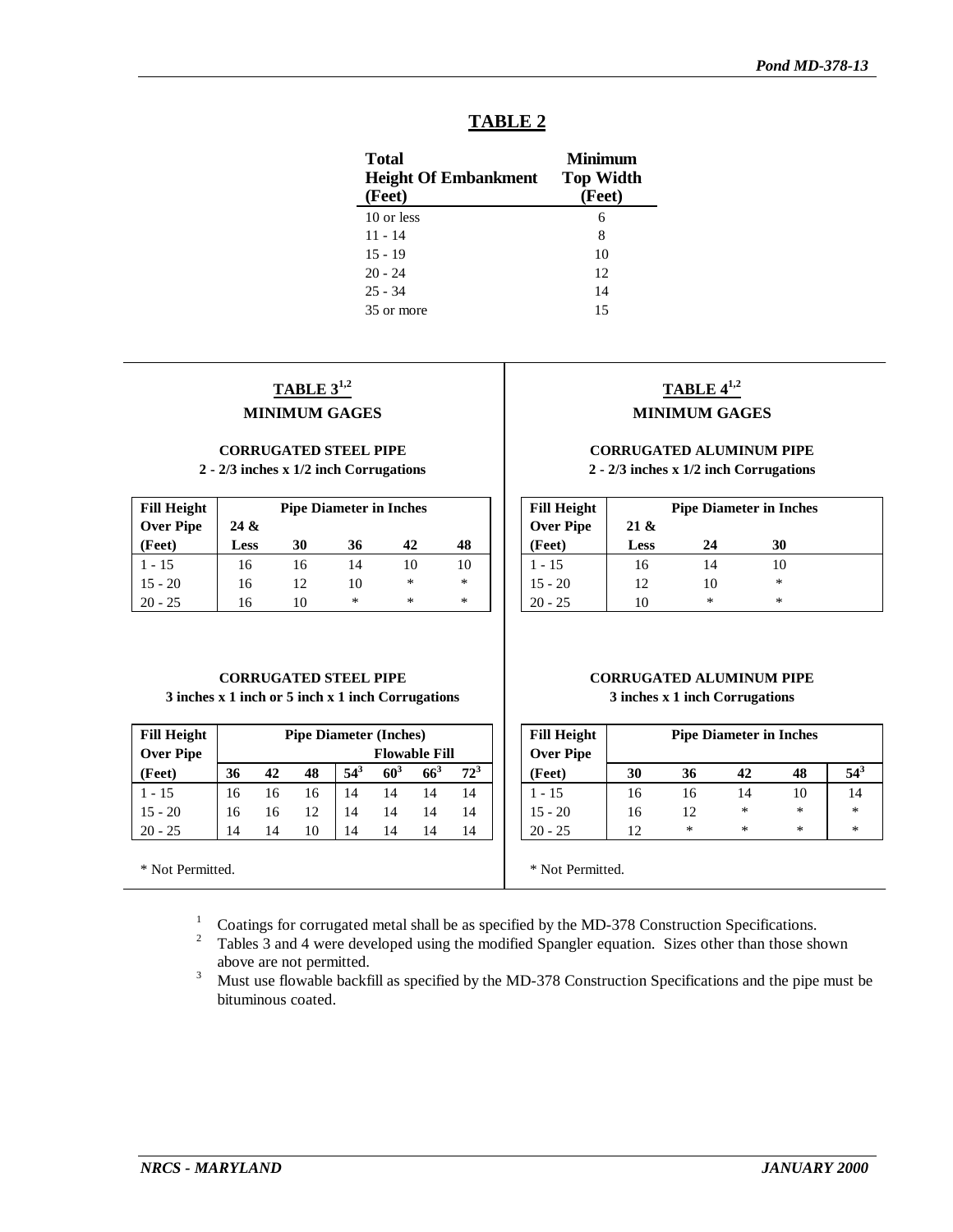## TABLE 2

| Total Height Of Embankment (Feet) | Minimum Top Width (Feet) |
|---|---|
| 10 or less | 6 |
| 11 - 14 | 8 |
| 15 - 19 | 10 |
| 20 - 24 | 12 |
| 25 - 34 | 14 |
| 35 or more | 15 |

## TABLE 3[1,2]

### MINIMUM GAGES

**CORRUGATED STEEL PIPE**
**2 - 2/3 inches x 1/2 inch Corrugations**

| Fill Height Over Pipe (Feet) | Pipe Diameter in Inches 24 & Less | 30 | 36 | 42 | 48 |
|---|---|---|---|---|---|
| 1 - 15 | 16 | 16 | 14 | 10 | 10 |
| 15 - 20 | 16 | 12 | 10 | * | * |
| 20 - 25 | 16 | 10 | * | * | * |

**CORRUGATED STEEL PIPE**
**3 inches x 1 inch or 5 inch x 1 inch Corrugations**

| Fill Height Over Pipe (Feet) | Pipe Diameter (Inches) 36 | 42 | 48 | Flowable Fill 54[3] | 60[3] | 66[3] | 72[3] |
|---|---|---|---|---|---|---|---|
| 1 - 15 | 16 | 16 | 16 | 14 | 14 | 14 | 14 |
| 15 - 20 | 16 | 16 | 12 | 14 | 14 | 14 | 14 |
| 20 - 25 | 14 | 14 | 10 | 14 | 14 | 14 | 14 |

\* Not Permitted.

## TABLE 4[1,2]

### MINIMUM GAGES

**CORRUGATED ALUMINUM PIPE**
**2 - 2/3 inches x 1/2 inch Corrugations**

| Fill Height Over Pipe (Feet) | Pipe Diameter in Inches 21 & Less | 24 | 30 |
|---|---|---|---|
| 1 - 15 | 16 | 14 | 10 |
| 15 - 20 | 12 | 10 | * |
| 20 - 25 | 10 | * | * |

**CORRUGATED ALUMINUM PIPE**
**3 inches x 1 inch Corrugations**

| Fill Height Over Pipe (Feet) | Pipe Diameter in Inches 30 | 36 | 42 | 48 | 54[3] |
|---|---|---|---|---|---|
| 1 - 15 | 16 | 16 | 14 | 10 | 14 |
| 15 - 20 | 16 | 12 | * | * | * |
| 20 - 25 | 12 | * | * | * | * |

\* Not Permitted.

[1] Coatings for corrugated metal shall be as specified by the MD-378 Construction Specifications.

[2] Tables 3 and 4 were developed using the modified Spangler equation. Sizes other than those shown above are not permitted.

[3] Must use flowable backfill as specified by the MD-378 Construction Specifications and the pipe must be bituminous coated.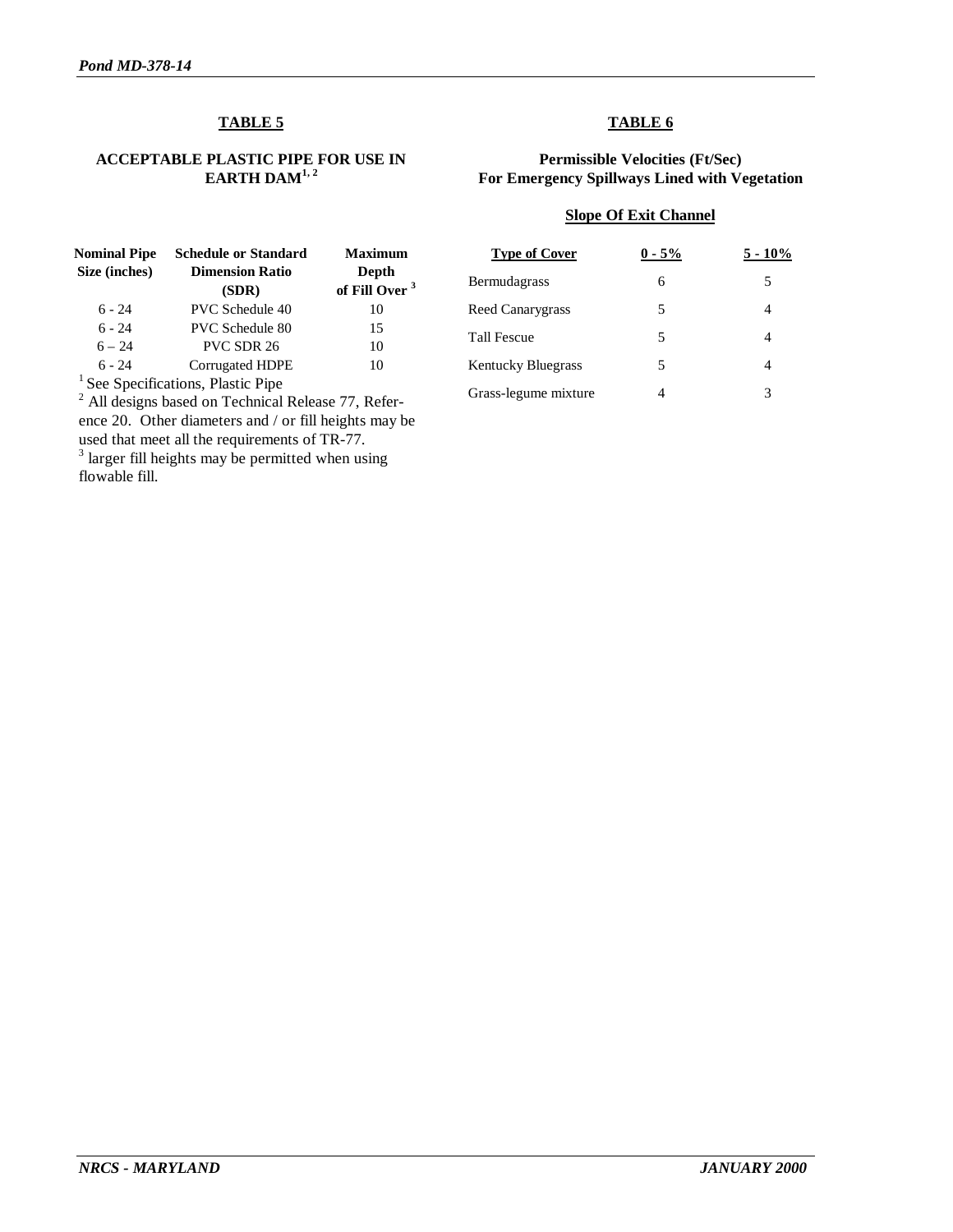## TABLE 5

### ACCEPTABLE PLASTIC PIPE FOR USE IN EARTH DAM[1, 2]

| Nominal Pipe Size (inches) | Schedule or Standard Dimension Ratio (SDR) | Maximum Depth of Fill Over [3] |
|---|---|---|
| 6 - 24 | PVC Schedule 40 | 10 |
| 6 - 24 | PVC Schedule 80 | 15 |
| 6 – 24 | PVC SDR 26 | 10 |
| 6 - 24 | Corrugated HDPE | 10 |

[1] See Specifications, Plastic Pipe
[2] All designs based on Technical Release 77, Reference 20. Other diameters and / or fill heights may be used that meet all the requirements of TR-77.
[3] larger fill heights may be permitted when using flowable fill.

## TABLE 6

### Permissible Velocities (Ft/Sec) For Emergency Spillways Lined with Vegetation

| | Slope Of Exit Channel | |
|---|---|---|
| **Type of Cover** | **0 - 5%** | **5 - 10%** |
| Bermudagrass | 6 | 5 |
| Reed Canarygrass | 5 | 4 |
| Tall Fescue | 5 | 4 |
| Kentucky Bluegrass | 5 | 4 |
| Grass-legume mixture | 4 | 3 |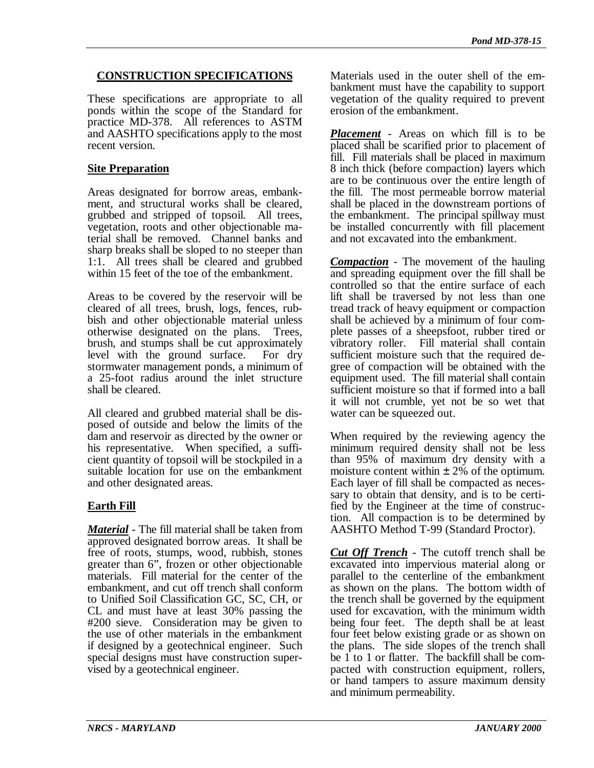## CONSTRUCTION SPECIFICATIONS

These specifications are appropriate to all ponds within the scope of the Standard for practice MD-378. All references to ASTM and AASHTO specifications apply to the most recent version.

### Site Preparation

Areas designated for borrow areas, embankment, and structural works shall be cleared, grubbed and stripped of topsoil. All trees, vegetation, roots and other objectionable material shall be removed. Channel banks and sharp breaks shall be sloped to no steeper than 1:1. All trees shall be cleared and grubbed within 15 feet of the toe of the embankment.

Areas to be covered by the reservoir will be cleared of all trees, brush, logs, fences, rubbish and other objectionable material unless otherwise designated on the plans. Trees, brush, and stumps shall be cut approximately level with the ground surface. For dry stormwater management ponds, a minimum of a 25-foot radius around the inlet structure shall be cleared.

All cleared and grubbed material shall be disposed of outside and below the limits of the dam and reservoir as directed by the owner or his representative. When specified, a sufficient quantity of topsoil will be stockpiled in a suitable location for use on the embankment and other designated areas.

### Earth Fill

***Material*** - The fill material shall be taken from approved designated borrow areas. It shall be free of roots, stumps, wood, rubbish, stones greater than 6", frozen or other objectionable materials. Fill material for the center of the embankment, and cut off trench shall conform to Unified Soil Classification GC, SC, CH, or CL and must have at least 30% passing the #200 sieve. Consideration may be given to the use of other materials in the embankment if designed by a geotechnical engineer. Such special designs must have construction supervised by a geotechnical engineer.

Materials used in the outer shell of the embankment must have the capability to support vegetation of the quality required to prevent erosion of the embankment.

***Placement*** - Areas on which fill is to be placed shall be scarified prior to placement of fill. Fill materials shall be placed in maximum 8 inch thick (before compaction) layers which are to be continuous over the entire length of the fill. The most permeable borrow material shall be placed in the downstream portions of the embankment. The principal spillway must be installed concurrently with fill placement and not excavated into the embankment.

***Compaction*** - The movement of the hauling and spreading equipment over the fill shall be controlled so that the entire surface of each lift shall be traversed by not less than one tread track of heavy equipment or compaction shall be achieved by a minimum of four complete passes of a sheepsfoot, rubber tired or vibratory roller. Fill material shall contain sufficient moisture such that the required degree of compaction will be obtained with the equipment used. The fill material shall contain sufficient moisture so that if formed into a ball it will not crumble, yet not be so wet that water can be squeezed out.

When required by the reviewing agency the minimum required density shall not be less than 95% of maximum dry density with a moisture content within ± 2% of the optimum. Each layer of fill shall be compacted as necessary to obtain that density, and is to be certified by the Engineer at the time of construction. All compaction is to be determined by AASHTO Method T-99 (Standard Proctor).

***Cut Off Trench*** - The cutoff trench shall be excavated into impervious material along or parallel to the centerline of the embankment as shown on the plans. The bottom width of the trench shall be governed by the equipment used for excavation, with the minimum width being four feet. The depth shall be at least four feet below existing grade or as shown on the plans. The side slopes of the trench shall be 1 to 1 or flatter. The backfill shall be compacted with construction equipment, rollers, or hand tampers to assure maximum density and minimum permeability.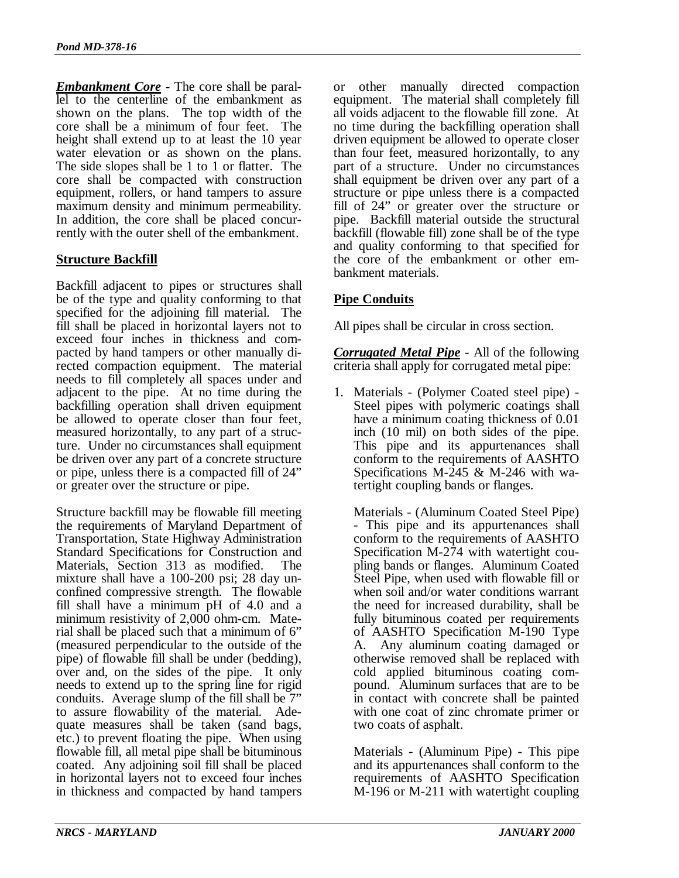***Embankment Core*** - The core shall be parallel to the centerline of the embankment as shown on the plans. The top width of the core shall be a minimum of four feet. The height shall extend up to at least the 10 year water elevation or as shown on the plans. The side slopes shall be 1 to 1 or flatter. The core shall be compacted with construction equipment, rollers, or hand tampers to assure maximum density and minimum permeability. In addition, the core shall be placed concurrently with the outer shell of the embankment.

## Structure Backfill

Backfill adjacent to pipes or structures shall be of the type and quality conforming to that specified for the adjoining fill material. The fill shall be placed in horizontal layers not to exceed four inches in thickness and compacted by hand tampers or other manually directed compaction equipment. The material needs to fill completely all spaces under and adjacent to the pipe. At no time during the backfilling operation shall driven equipment be allowed to operate closer than four feet, measured horizontally, to any part of a structure. Under no circumstances shall equipment be driven over any part of a concrete structure or pipe, unless there is a compacted fill of 24" or greater over the structure or pipe.

Structure backfill may be flowable fill meeting the requirements of Maryland Department of Transportation, State Highway Administration Standard Specifications for Construction and Materials, Section 313 as modified. The mixture shall have a 100-200 psi; 28 day unconfined compressive strength. The flowable fill shall have a minimum pH of 4.0 and a minimum resistivity of 2,000 ohm-cm. Material shall be placed such that a minimum of 6" (measured perpendicular to the outside of the pipe) of flowable fill shall be under (bedding), over and, on the sides of the pipe. It only needs to extend up to the spring line for rigid conduits. Average slump of the fill shall be 7" to assure flowability of the material. Adequate measures shall be taken (sand bags, etc.) to prevent floating the pipe. When using flowable fill, all metal pipe shall be bituminous coated. Any adjoining soil fill shall be placed in horizontal layers not to exceed four inches in thickness and compacted by hand tampers or other manually directed compaction equipment. The material shall completely fill all voids adjacent to the flowable fill zone. At no time during the backfilling operation shall driven equipment be allowed to operate closer than four feet, measured horizontally, to any part of a structure. Under no circumstances shall equipment be driven over any part of a structure or pipe unless there is a compacted fill of 24" or greater over the structure or pipe. Backfill material outside the structural backfill (flowable fill) zone shall be of the type and quality conforming to that specified for the core of the embankment or other embankment materials.

## Pipe Conduits

All pipes shall be circular in cross section.

***Corrugated Metal Pipe*** - All of the following criteria shall apply for corrugated metal pipe:

1. Materials - (Polymer Coated steel pipe) - Steel pipes with polymeric coatings shall have a minimum coating thickness of 0.01 inch (10 mil) on both sides of the pipe. This pipe and its appurtenances shall conform to the requirements of AASHTO Specifications M-245 & M-246 with watertight coupling bands or flanges.

   Materials - (Aluminum Coated Steel Pipe) - This pipe and its appurtenances shall conform to the requirements of AASHTO Specification M-274 with watertight coupling bands or flanges. Aluminum Coated Steel Pipe, when used with flowable fill or when soil and/or water conditions warrant the need for increased durability, shall be fully bituminous coated per requirements of AASHTO Specification M-190 Type A. Any aluminum coating damaged or otherwise removed shall be replaced with cold applied bituminous coating compound. Aluminum surfaces that are to be in contact with concrete shall be painted with one coat of zinc chromate primer or two coats of asphalt.

   Materials - (Aluminum Pipe) - This pipe and its appurtenances shall conform to the requirements of AASHTO Specification M-196 or M-211 with watertight coupling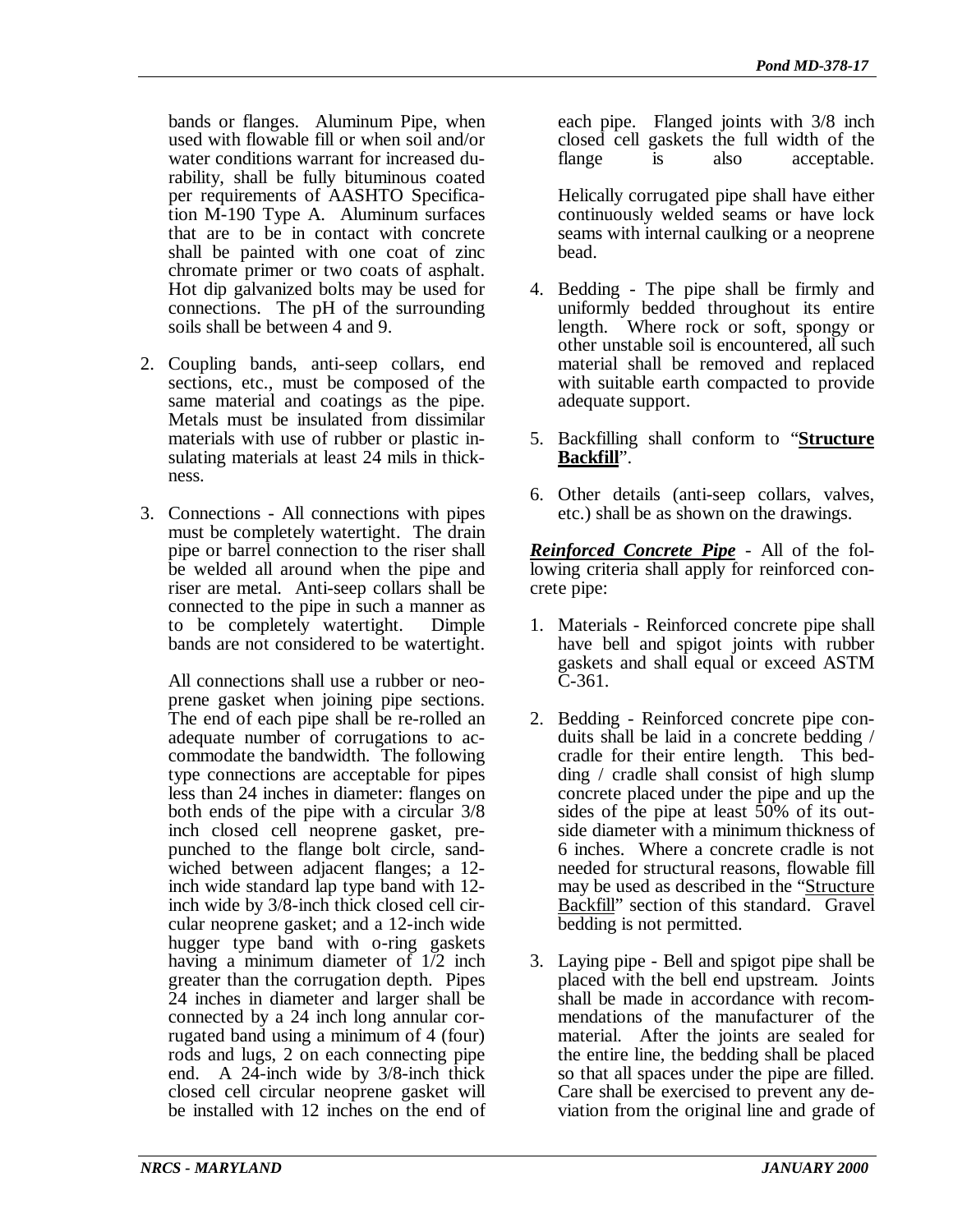bands or flanges. Aluminum Pipe, when used with flowable fill or when soil and/or water conditions warrant for increased durability, shall be fully bituminous coated per requirements of AASHTO Specification M-190 Type A. Aluminum surfaces that are to be in contact with concrete shall be painted with one coat of zinc chromate primer or two coats of asphalt. Hot dip galvanized bolts may be used for connections. The pH of the surrounding soils shall be between 4 and 9.

2. Coupling bands, anti-seep collars, end sections, etc., must be composed of the same material and coatings as the pipe. Metals must be insulated from dissimilar materials with use of rubber or plastic insulating materials at least 24 mils in thickness.

3. Connections - All connections with pipes must be completely watertight. The drain pipe or barrel connection to the riser shall be welded all around when the pipe and riser are metal. Anti-seep collars shall be connected to the pipe in such a manner as to be completely watertight. Dimple bands are not considered to be watertight.

   All connections shall use a rubber or neoprene gasket when joining pipe sections. The end of each pipe shall be re-rolled an adequate number of corrugations to accommodate the bandwidth. The following type connections are acceptable for pipes less than 24 inches in diameter: flanges on both ends of the pipe with a circular 3/8 inch closed cell neoprene gasket, prepunched to the flange bolt circle, sandwiched between adjacent flanges; a 12-inch wide standard lap type band with 12-inch wide by 3/8-inch thick closed cell circular neoprene gasket; and a 12-inch wide hugger type band with o-ring gaskets having a minimum diameter of 1/2 inch greater than the corrugation depth. Pipes 24 inches in diameter and larger shall be connected by a 24 inch long annular corrugated band using a minimum of 4 (four) rods and lugs, 2 on each connecting pipe end. A 24-inch wide by 3/8-inch thick closed cell circular neoprene gasket will be installed with 12 inches on the end of each pipe. Flanged joints with 3/8 inch closed cell gaskets the full width of the flange is also acceptable.

   Helically corrugated pipe shall have either continuously welded seams or have lock seams with internal caulking or a neoprene bead.

4. Bedding - The pipe shall be firmly and uniformly bedded throughout its entire length. Where rock or soft, spongy or other unstable soil is encountered, all such material shall be removed and replaced with suitable earth compacted to provide adequate support.

5. Backfilling shall conform to "**Structure Backfill**".

6. Other details (anti-seep collars, valves, etc.) shall be as shown on the drawings.

***Reinforced Concrete Pipe*** - All of the following criteria shall apply for reinforced concrete pipe:

1. Materials - Reinforced concrete pipe shall have bell and spigot joints with rubber gaskets and shall equal or exceed ASTM C-361.

2. Bedding - Reinforced concrete pipe conduits shall be laid in a concrete bedding / cradle for their entire length. This bedding / cradle shall consist of high slump concrete placed under the pipe and up the sides of the pipe at least 50% of its outside diameter with a minimum thickness of 6 inches. Where a concrete cradle is not needed for structural reasons, flowable fill may be used as described in the "Structure Backfill" section of this standard. Gravel bedding is not permitted.

3. Laying pipe - Bell and spigot pipe shall be placed with the bell end upstream. Joints shall be made in accordance with recommendations of the manufacturer of the material. After the joints are sealed for the entire line, the bedding shall be placed so that all spaces under the pipe are filled. Care shall be exercised to prevent any deviation from the original line and grade of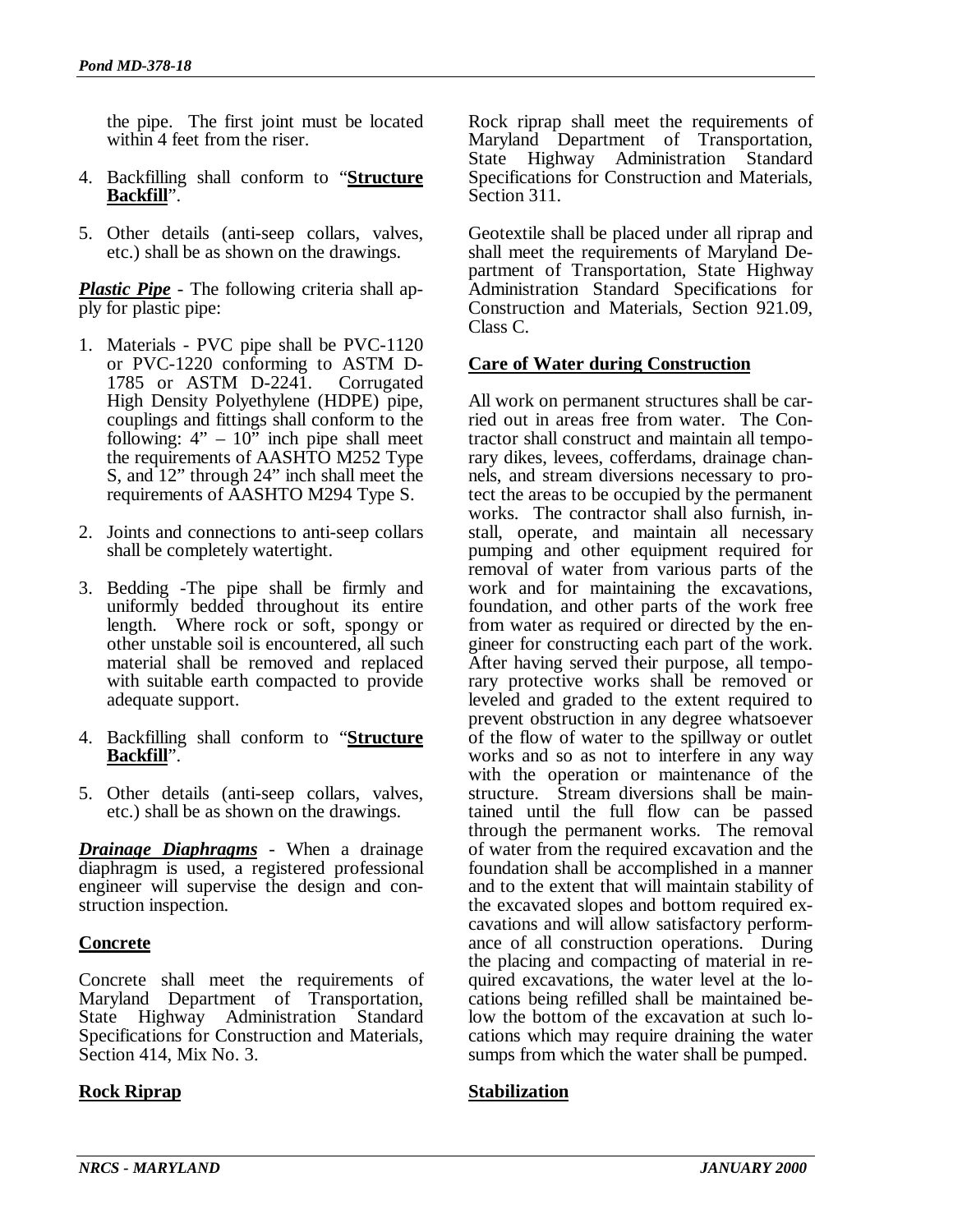the pipe. The first joint must be located within 4 feet from the riser.

4. Backfilling shall conform to "**Structure Backfill**".

5. Other details (anti-seep collars, valves, etc.) shall be as shown on the drawings.

***Plastic Pipe*** - The following criteria shall apply for plastic pipe:

1. Materials - PVC pipe shall be PVC-1120 or PVC-1220 conforming to ASTM D-1785 or ASTM D-2241. Corrugated High Density Polyethylene (HDPE) pipe, couplings and fittings shall conform to the following: 4" – 10" inch pipe shall meet the requirements of AASHTO M252 Type S, and 12" through 24" inch shall meet the requirements of AASHTO M294 Type S.

2. Joints and connections to anti-seep collars shall be completely watertight.

3. Bedding -The pipe shall be firmly and uniformly bedded throughout its entire length. Where rock or soft, spongy or other unstable soil is encountered, all such material shall be removed and replaced with suitable earth compacted to provide adequate support.

4. Backfilling shall conform to "**Structure Backfill**".

5. Other details (anti-seep collars, valves, etc.) shall be as shown on the drawings.

***Drainage Diaphragms*** - When a drainage diaphragm is used, a registered professional engineer will supervise the design and construction inspection.

## Concrete

Concrete shall meet the requirements of Maryland Department of Transportation, State Highway Administration Standard Specifications for Construction and Materials, Section 414, Mix No. 3.

## Rock Riprap

Rock riprap shall meet the requirements of Maryland Department of Transportation, State Highway Administration Standard Specifications for Construction and Materials, Section 311.

Geotextile shall be placed under all riprap and shall meet the requirements of Maryland Department of Transportation, State Highway Administration Standard Specifications for Construction and Materials, Section 921.09, Class C.

## Care of Water during Construction

All work on permanent structures shall be carried out in areas free from water. The Contractor shall construct and maintain all temporary dikes, levees, cofferdams, drainage channels, and stream diversions necessary to protect the areas to be occupied by the permanent works. The contractor shall also furnish, install, operate, and maintain all necessary pumping and other equipment required for removal of water from various parts of the work and for maintaining the excavations, foundation, and other parts of the work free from water as required or directed by the engineer for constructing each part of the work. After having served their purpose, all temporary protective works shall be removed or leveled and graded to the extent required to prevent obstruction in any degree whatsoever of the flow of water to the spillway or outlet works and so as not to interfere in any way with the operation or maintenance of the structure. Stream diversions shall be maintained until the full flow can be passed through the permanent works. The removal of water from the required excavation and the foundation shall be accomplished in a manner and to the extent that will maintain stability of the excavated slopes and bottom required excavations and will allow satisfactory performance of all construction operations. During the placing and compacting of material in required excavations, the water level at the locations being refilled shall be maintained below the bottom of the excavation at such locations which may require draining the water sumps from which the water shall be pumped.

## Stabilization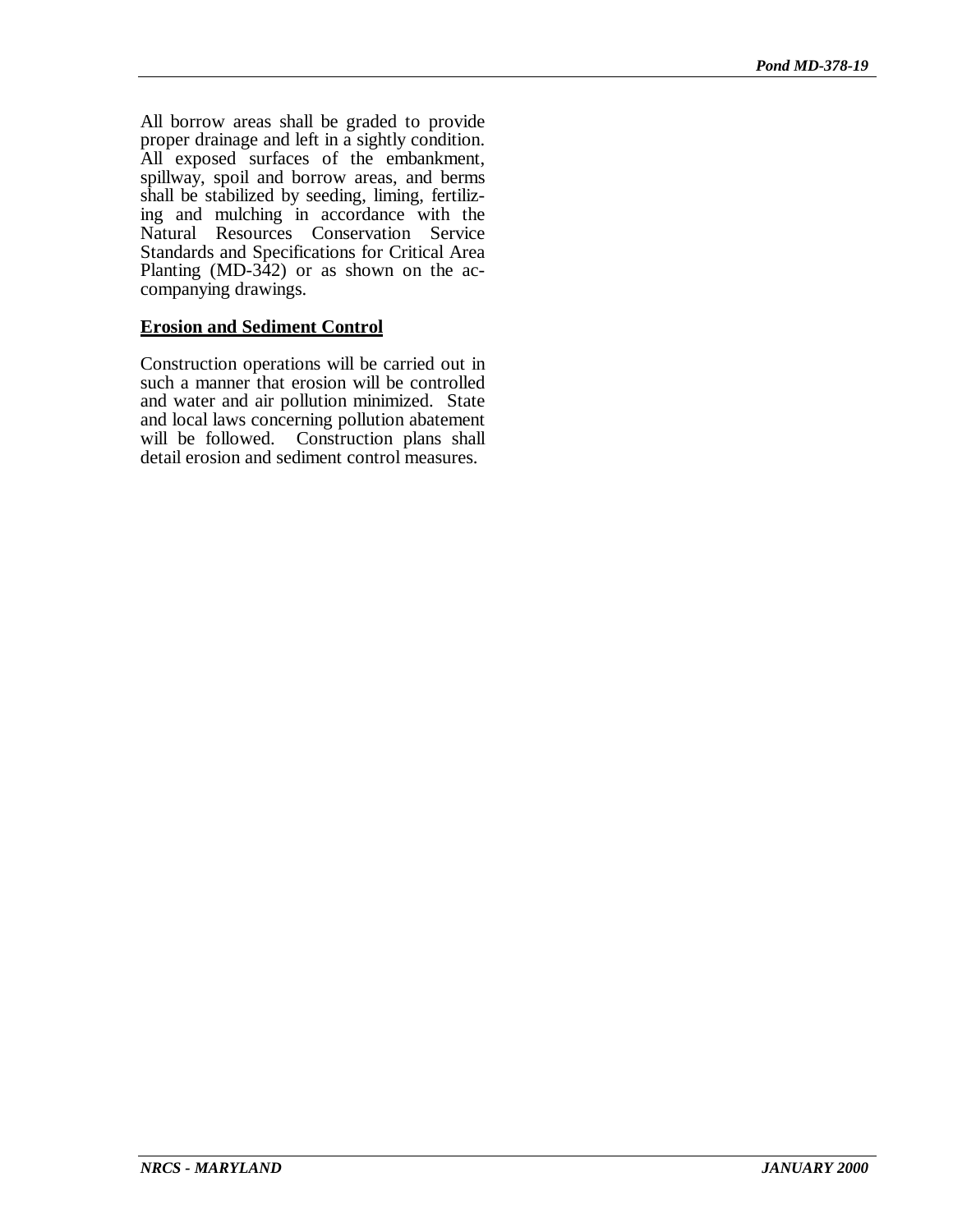All borrow areas shall be graded to provide proper drainage and left in a sightly condition. All exposed surfaces of the embankment, spillway, spoil and borrow areas, and berms shall be stabilized by seeding, liming, fertilizing and mulching in accordance with the Natural Resources Conservation Service Standards and Specifications for Critical Area Planting (MD-342) or as shown on the accompanying drawings.

**Erosion and Sediment Control**

Construction operations will be carried out in such a manner that erosion will be controlled and water and air pollution minimized. State and local laws concerning pollution abatement will be followed. Construction plans shall detail erosion and sediment control measures.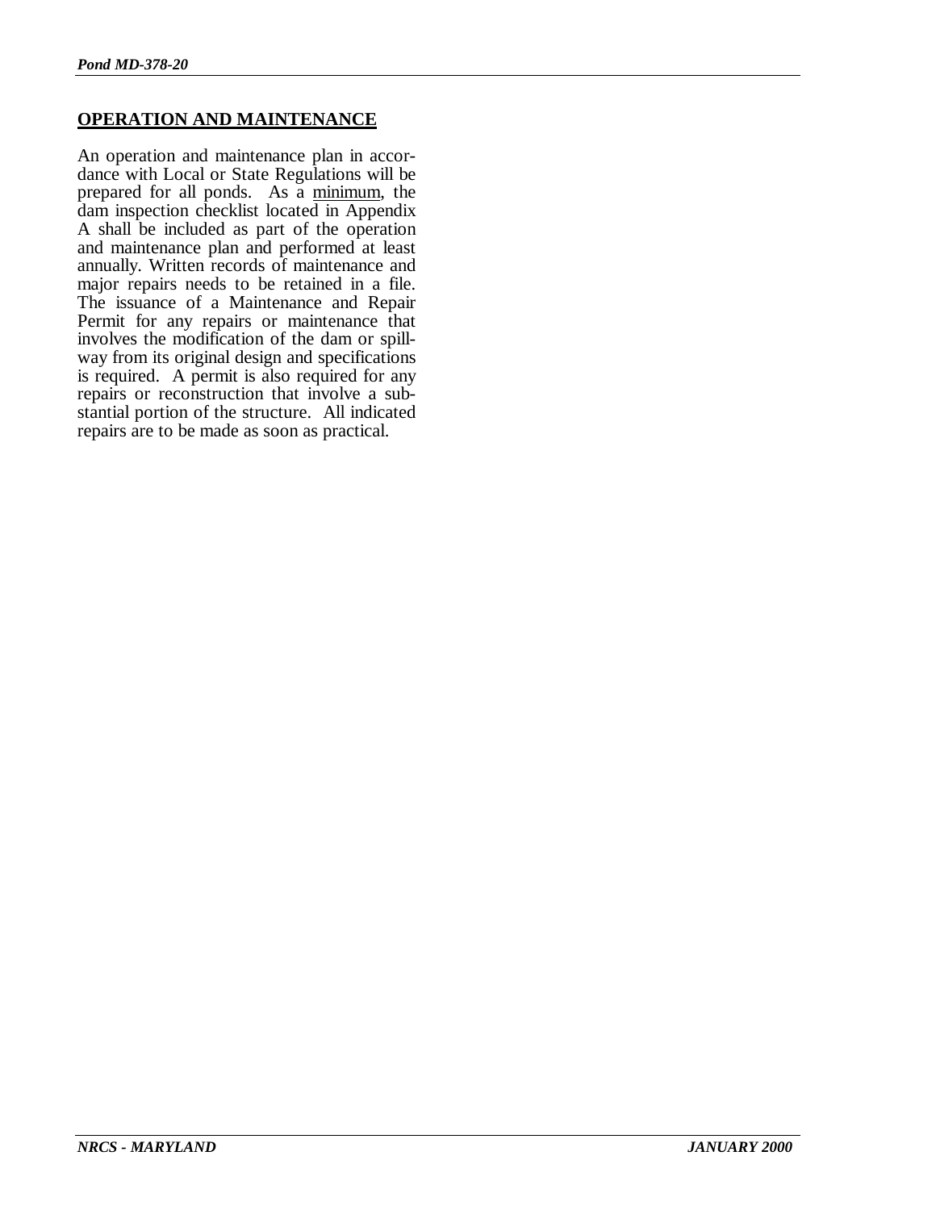## OPERATION AND MAINTENANCE

An operation and maintenance plan in accordance with Local or State Regulations will be prepared for all ponds. As a minimum, the dam inspection checklist located in Appendix A shall be included as part of the operation and maintenance plan and performed at least annually. Written records of maintenance and major repairs needs to be retained in a file. The issuance of a Maintenance and Repair Permit for any repairs or maintenance that involves the modification of the dam or spillway from its original design and specifications is required. A permit is also required for any repairs or reconstruction that involve a substantial portion of the structure. All indicated repairs are to be made as soon as practical.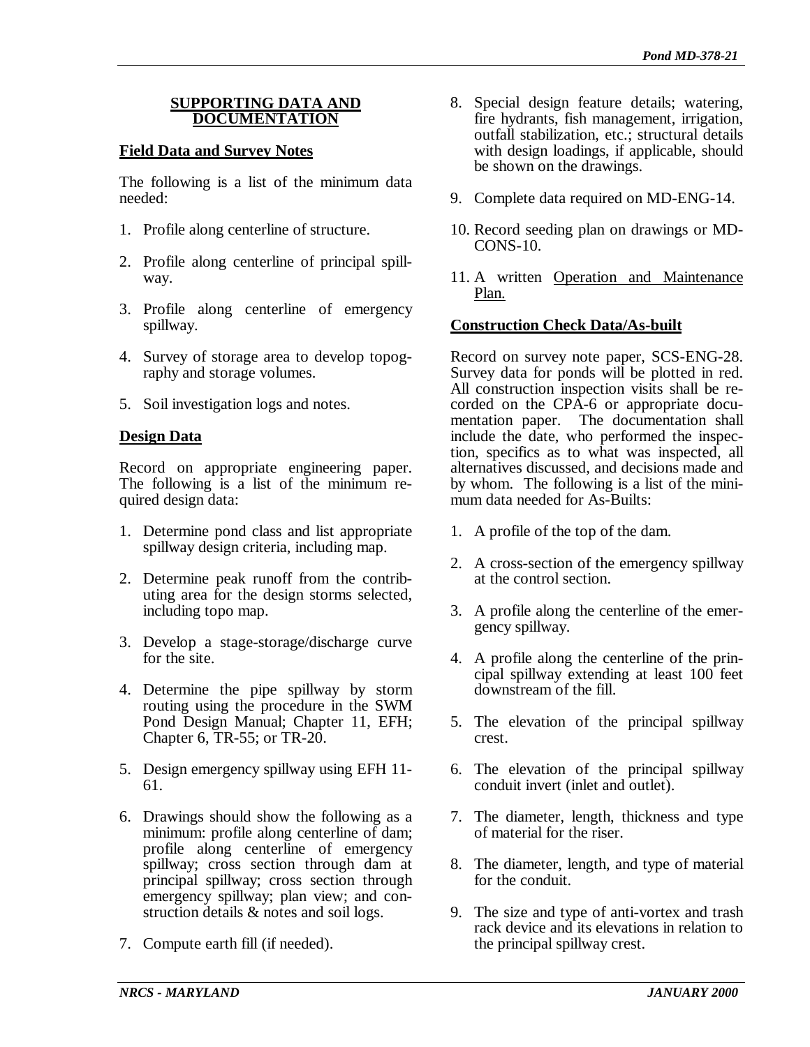## SUPPORTING DATA AND DOCUMENTATION

### Field Data and Survey Notes

The following is a list of the minimum data needed:

1. Profile along centerline of structure.
2. Profile along centerline of principal spillway.
3. Profile along centerline of emergency spillway.
4. Survey of storage area to develop topography and storage volumes.
5. Soil investigation logs and notes.

### Design Data

Record on appropriate engineering paper. The following is a list of the minimum required design data:

1. Determine pond class and list appropriate spillway design criteria, including map.
2. Determine peak runoff from the contributing area for the design storms selected, including topo map.
3. Develop a stage-storage/discharge curve for the site.
4. Determine the pipe spillway by storm routing using the procedure in the SWM Pond Design Manual; Chapter 11, EFH; Chapter 6, TR-55; or TR-20.
5. Design emergency spillway using EFH 11-61.
6. Drawings should show the following as a minimum: profile along centerline of dam; profile along centerline of emergency spillway; cross section through dam at principal spillway; cross section through emergency spillway; plan view; and construction details & notes and soil logs.
7. Compute earth fill (if needed).
8. Special design feature details; watering, fire hydrants, fish management, irrigation, outfall stabilization, etc.; structural details with design loadings, if applicable, should be shown on the drawings.
9. Complete data required on MD-ENG-14.
10. Record seeding plan on drawings or MD-CONS-10.
11. A written <u>Operation and Maintenance Plan.</u>

### Construction Check Data/As-built

Record on survey note paper, SCS-ENG-28. Survey data for ponds will be plotted in red. All construction inspection visits shall be recorded on the CPA-6 or appropriate documentation paper. The documentation shall include the date, who performed the inspection, specifics as to what was inspected, all alternatives discussed, and decisions made and by whom. The following is a list of the minimum data needed for As-Builts:

1. A profile of the top of the dam.
2. A cross-section of the emergency spillway at the control section.
3. A profile along the centerline of the emergency spillway.
4. A profile along the centerline of the principal spillway extending at least 100 feet downstream of the fill.
5. The elevation of the principal spillway crest.
6. The elevation of the principal spillway conduit invert (inlet and outlet).
7. The diameter, length, thickness and type of material for the riser.
8. The diameter, length, and type of material for the conduit.
9. The size and type of anti-vortex and trash rack device and its elevations in relation to the principal spillway crest.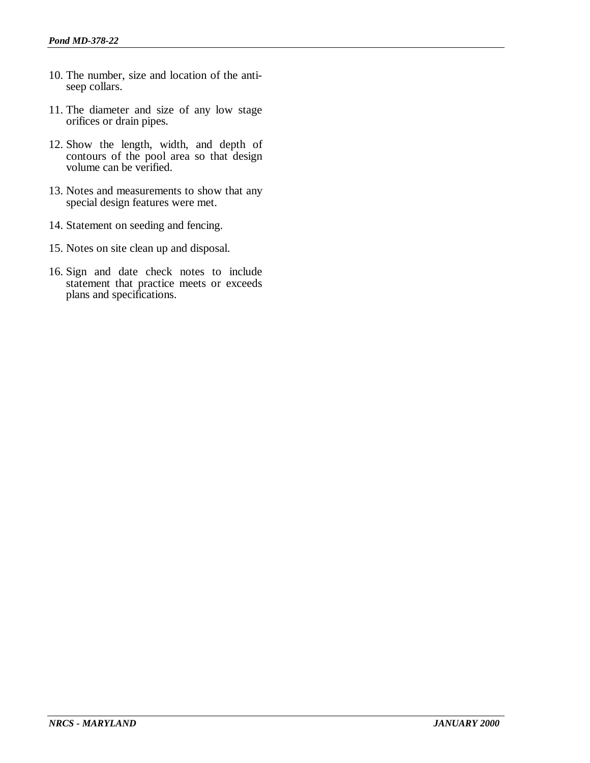10. The number, size and location of the anti-seep collars.

11. The diameter and size of any low stage orifices or drain pipes.

12. Show the length, width, and depth of contours of the pool area so that design volume can be verified.

13. Notes and measurements to show that any special design features were met.

14. Statement on seeding and fencing.

15. Notes on site clean up and disposal.

16. Sign and date check notes to include statement that practice meets or exceeds plans and specifications.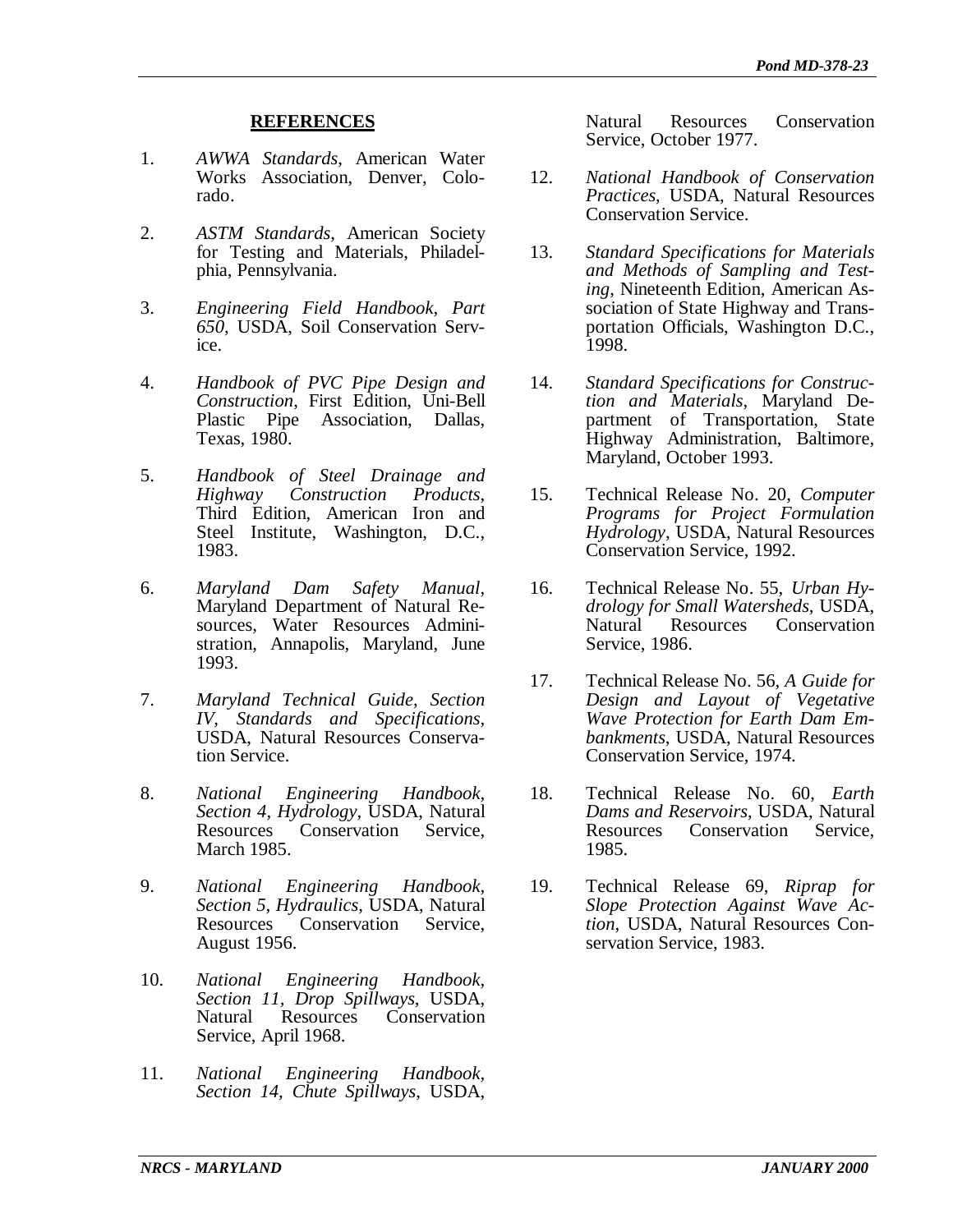## REFERENCES

1. *AWWA Standards*, American Water Works Association, Denver, Colorado.

2. *ASTM Standards*, American Society for Testing and Materials, Philadelphia, Pennsylvania.

3. *Engineering Field Handbook, Part 650*, USDA, Soil Conservation Service.

4. *Handbook of PVC Pipe Design and Construction*, First Edition, Uni-Bell Plastic Pipe Association, Dallas, Texas, 1980.

5. *Handbook of Steel Drainage and Highway Construction Products*, Third Edition, American Iron and Steel Institute, Washington, D.C., 1983.

6. *Maryland Dam Safety Manual*, Maryland Department of Natural Resources, Water Resources Administration, Annapolis, Maryland, June 1993.

7. *Maryland Technical Guide, Section IV, Standards and Specifications*, USDA, Natural Resources Conservation Service.

8. *National Engineering Handbook, Section 4, Hydrology*, USDA, Natural Resources Conservation Service, March 1985.

9. *National Engineering Handbook, Section 5, Hydraulics*, USDA, Natural Resources Conservation Service, August 1956.

10. *National Engineering Handbook, Section 11, Drop Spillways*, USDA, Natural Resources Conservation Service, April 1968.

11. *National Engineering Handbook, Section 14, Chute Spillways*, USDA, Natural Resources Conservation Service, October 1977.

12. *National Handbook of Conservation Practices*, USDA, Natural Resources Conservation Service.

13. *Standard Specifications for Materials and Methods of Sampling and Testing*, Nineteenth Edition, American Association of State Highway and Transportation Officials, Washington D.C., 1998.

14. *Standard Specifications for Construction and Materials*, Maryland Department of Transportation, State Highway Administration, Baltimore, Maryland, October 1993.

15. Technical Release No. 20, *Computer Programs for Project Formulation Hydrology*, USDA, Natural Resources Conservation Service, 1992.

16. Technical Release No. 55, *Urban Hydrology for Small Watersheds*, USDA, Natural Resources Conservation Service, 1986.

17. Technical Release No. 56, *A Guide for Design and Layout of Vegetative Wave Protection for Earth Dam Embankments*, USDA, Natural Resources Conservation Service, 1974.

18. Technical Release No. 60, *Earth Dams and Reservoirs*, USDA, Natural Resources Conservation Service, 1985.

19. Technical Release 69, *Riprap for Slope Protection Against Wave Action*, USDA, Natural Resources Conservation Service, 1983.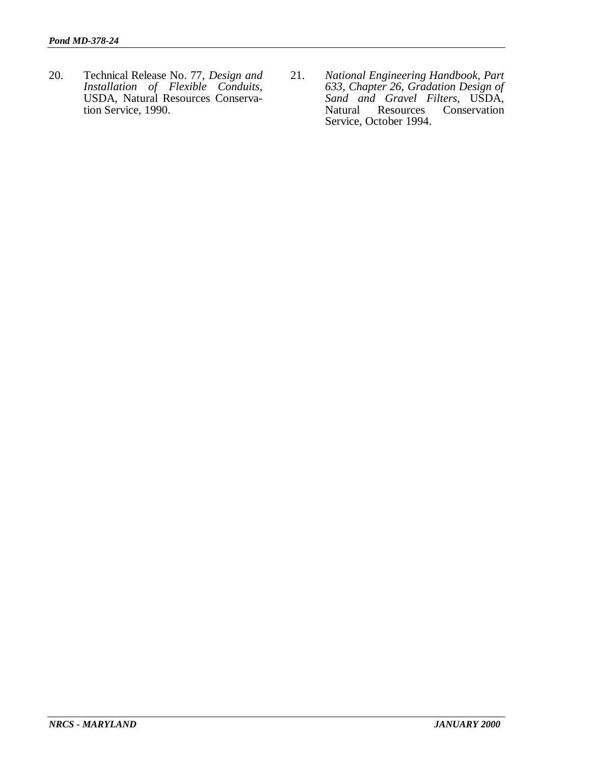20. Technical Release No. 77, *Design and Installation of Flexible Conduits*, USDA, Natural Resources Conservation Service, 1990.

21. *National Engineering Handbook, Part 633, Chapter 26, Gradation Design of Sand and Gravel Filters*, USDA, Natural Resources Conservation Service, October 1994.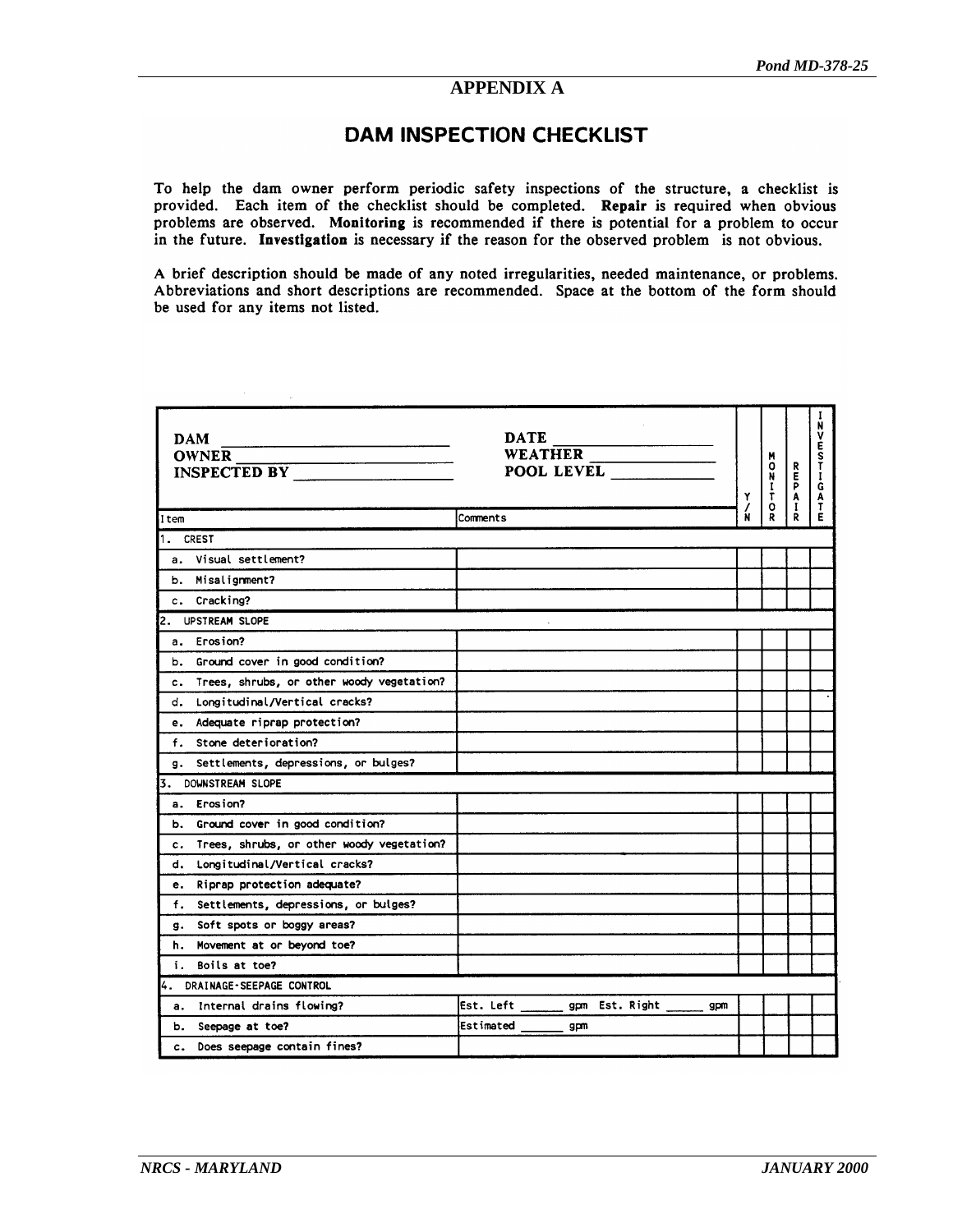## APPENDIX A

# DAM INSPECTION CHECKLIST

To help the dam owner perform periodic safety inspections of the structure, a checklist is provided. Each item of the checklist should be completed. **Repair** is required when obvious problems are observed. **Monitoring** is recommended if there is potential for a problem to occur in the future. **Investigation** is necessary if the reason for the observed problem is not obvious.

A brief description should be made of any noted irregularities, needed maintenance, or problems. Abbreviations and short descriptions are recommended. Space at the bottom of the form should be used for any items not listed.

**DAM** ____________________ **DATE** ____________________

**OWNER** ____________________ **WEATHER** ____________________

**INSPECTED BY** ____________________ **POOL LEVEL** ____________________

| Item | Comments | Y/N | MONITOR | REPAIR | INVESTIGATE |
|---|---|---|---|---|---|
| 1. CREST | | | | | |
| a. Visual settlement? | | | | | |
| b. Misalignment? | | | | | |
| c. Cracking? | | | | | |
| 2. UPSTREAM SLOPE | | | | | |
| a. Erosion? | | | | | |
| b. Ground cover in good condition? | | | | | |
| c. Trees, shrubs, or other woody vegetation? | | | | | |
| d. Longitudinal/Vertical cracks? | | | | | |
| e. Adequate riprap protection? | | | | | |
| f. Stone deterioration? | | | | | |
| g. Settlements, depressions, or bulges? | | | | | |
| 3. DOWNSTREAM SLOPE | | | | | |
| a. Erosion? | | | | | |
| b. Ground cover in good condition? | | | | | |
| c. Trees, shrubs, or other woody vegetation? | | | | | |
| d. Longitudinal/Vertical cracks? | | | | | |
| e. Riprap protection adequate? | | | | | |
| f. Settlements, depressions, or bulges? | | | | | |
| g. Soft spots or boggy areas? | | | | | |
| h. Movement at or beyond toe? | | | | | |
| i. Boils at toe? | | | | | |
| 4. DRAINAGE-SEEPAGE CONTROL | | | | | |
| a. Internal drains flowing? | Est. Left ______ gpm Est. Right ______ gpm | | | | |
| b. Seepage at toe? | Estimated ______ gpm | | | | |
| c. Does seepage contain fines? | | | | | |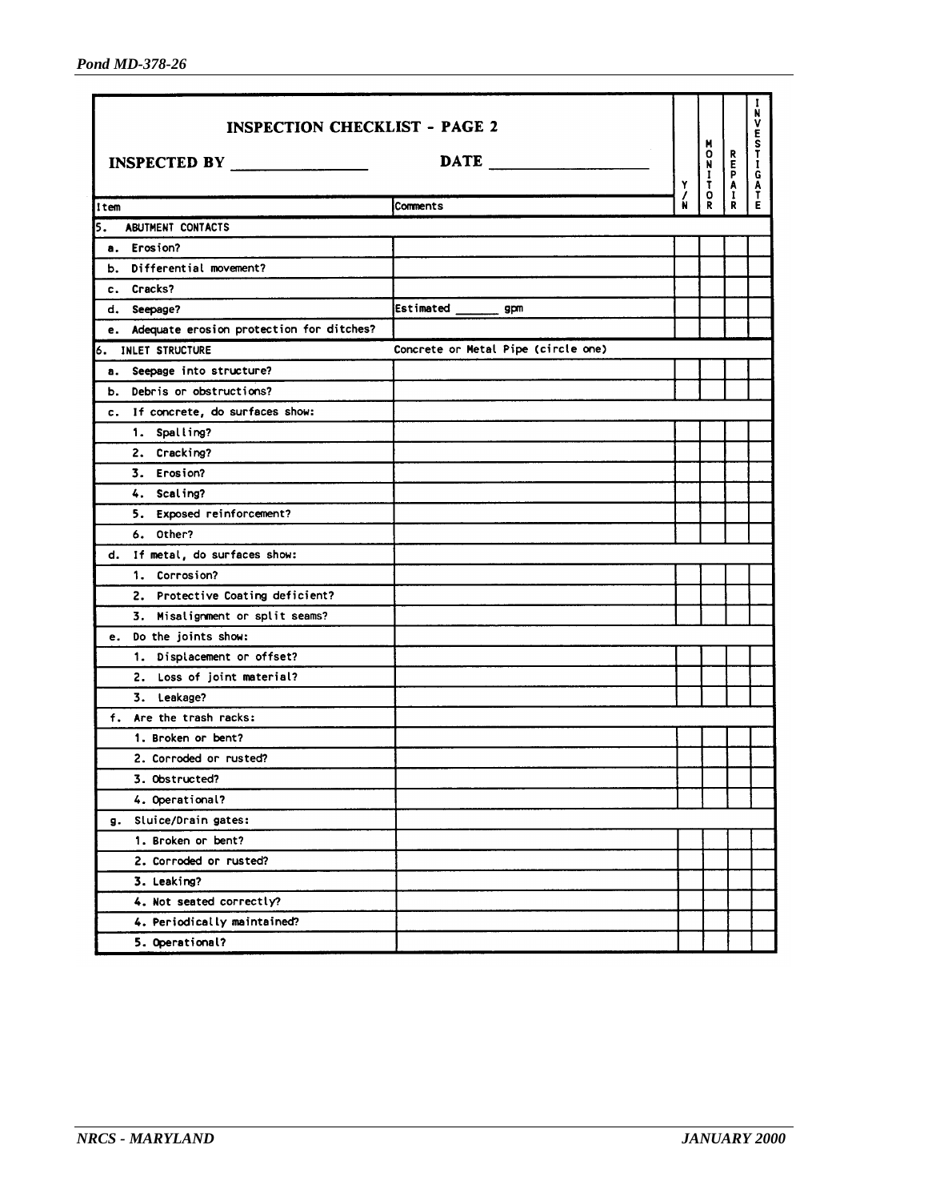## INSPECTION CHECKLIST - PAGE 2

**INSPECTED BY** _______________ **DATE** ___________________

| Item | Comments | Y/N | MONITOR | REPAIR | INVESTIGATE |
|---|---|---|---|---|---|
| 5. ABUTMENT CONTACTS | | | | | |
| a. Erosion? | | | | | |
| b. Differential movement? | | | | | |
| c. Cracks? | | | | | |
| d. Seepage? | Estimated ______ gpm | | | | |
| e. Adequate erosion protection for ditches? | | | | | |
| 6. INLET STRUCTURE | Concrete or Metal Pipe (circle one) | | | | |
| a. Seepage into structure? | | | | | |
| b. Debris or obstructions? | | | | | |
| c. If concrete, do surfaces show: | | | | | |
| 1. Spalling? | | | | | |
| 2. Cracking? | | | | | |
| 3. Erosion? | | | | | |
| 4. Scaling? | | | | | |
| 5. Exposed reinforcement? | | | | | |
| 6. Other? | | | | | |
| d. If metal, do surfaces show: | | | | | |
| 1. Corrosion? | | | | | |
| 2. Protective Coating deficient? | | | | | |
| 3. Misalignment or split seams? | | | | | |
| e. Do the joints show: | | | | | |
| 1. Displacement or offset? | | | | | |
| 2. Loss of joint material? | | | | | |
| 3. Leakage? | | | | | |
| f. Are the trash racks: | | | | | |
| 1. Broken or bent? | | | | | |
| 2. Corroded or rusted? | | | | | |
| 3. Obstructed? | | | | | |
| 4. Operational? | | | | | |
| g. Sluice/Drain gates: | | | | | |
| 1. Broken or bent? | | | | | |
| 2. Corroded or rusted? | | | | | |
| 3. Leaking? | | | | | |
| 4. Not seated correctly? | | | | | |
| 4. Periodically maintained? | | | | | |
| 5. Operational? | | | | | |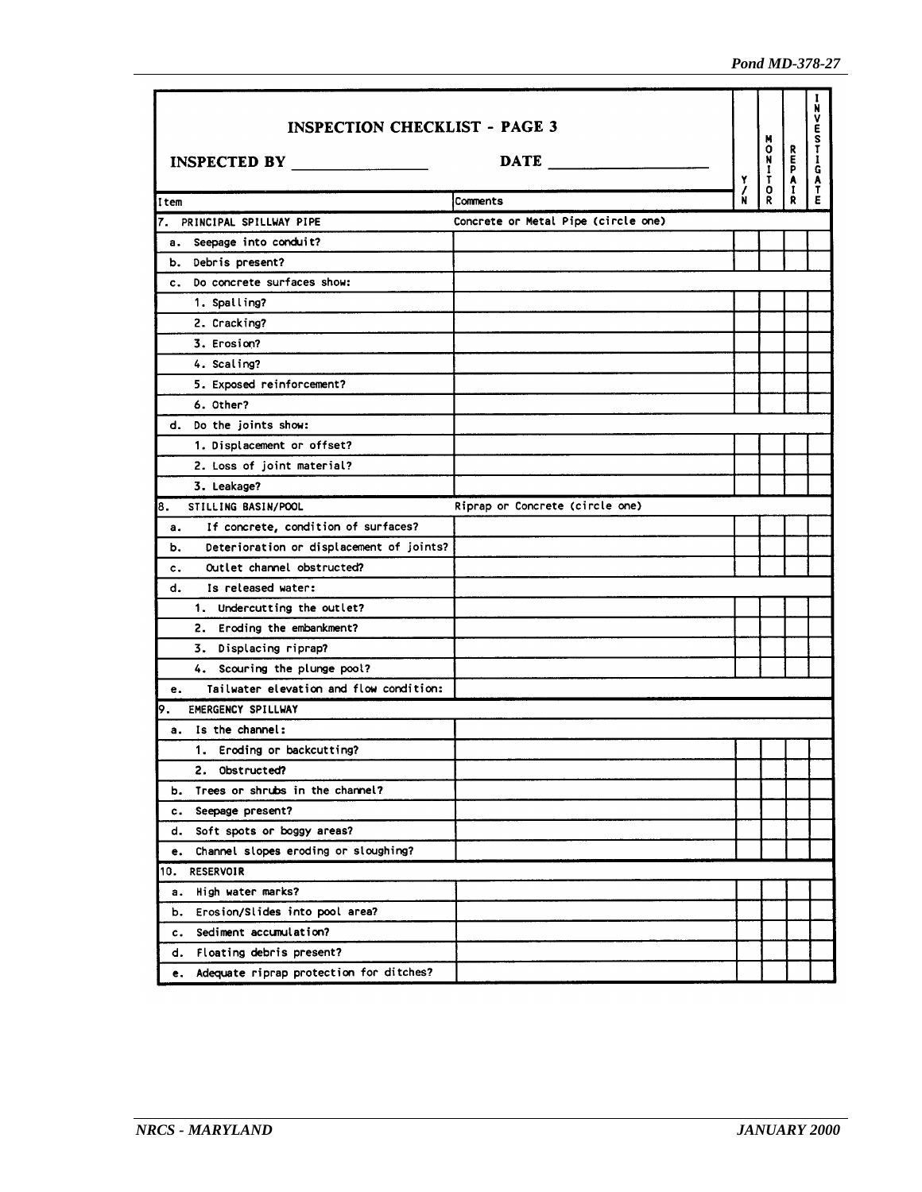## INSPECTION CHECKLIST - PAGE 3

**INSPECTED BY** ________________ **DATE** ____________________

| Item | Comments | Y/N | MONITOR | REPAIR | INVESTIGATE |
|---|---|---|---|---|---|
| 7. PRINCIPAL SPILLWAY PIPE | Concrete or Metal Pipe (circle one) | | | | |
| a. Seepage into conduit? | | | | | |
| b. Debris present? | | | | | |
| c. Do concrete surfaces show: | | | | | |
| 1. Spalling? | | | | | |
| 2. Cracking? | | | | | |
| 3. Erosion? | | | | | |
| 4. Scaling? | | | | | |
| 5. Exposed reinforcement? | | | | | |
| 6. Other? | | | | | |
| d. Do the joints show: | | | | | |
| 1. Displacement or offset? | | | | | |
| 2. Loss of joint material? | | | | | |
| 3. Leakage? | | | | | |
| 8. STILLING BASIN/POOL | Riprap or Concrete (circle one) | | | | |
| a. If concrete, condition of surfaces? | | | | | |
| b. Deterioration or displacement of joints? | | | | | |
| c. Outlet channel obstructed? | | | | | |
| d. Is released water: | | | | | |
| 1. Undercutting the outlet? | | | | | |
| 2. Eroding the embankment? | | | | | |
| 3. Displacing riprap? | | | | | |
| 4. Scouring the plunge pool? | | | | | |
| e. Tailwater elevation and flow condition: | | | | | |
| 9. EMERGENCY SPILLWAY | | | | | |
| a. Is the channel: | | | | | |
| 1. Eroding or backcutting? | | | | | |
| 2. Obstructed? | | | | | |
| b. Trees or shrubs in the channel? | | | | | |
| c. Seepage present? | | | | | |
| d. Soft spots or boggy areas? | | | | | |
| e. Channel slopes eroding or sloughing? | | | | | |
| 10. RESERVOIR | | | | | |
| a. High water marks? | | | | | |
| b. Erosion/Slides into pool area? | | | | | |
| c. Sediment accumulation? | | | | | |
| d. Floating debris present? | | | | | |
| e. Adequate riprap protection for ditches? | | | | | |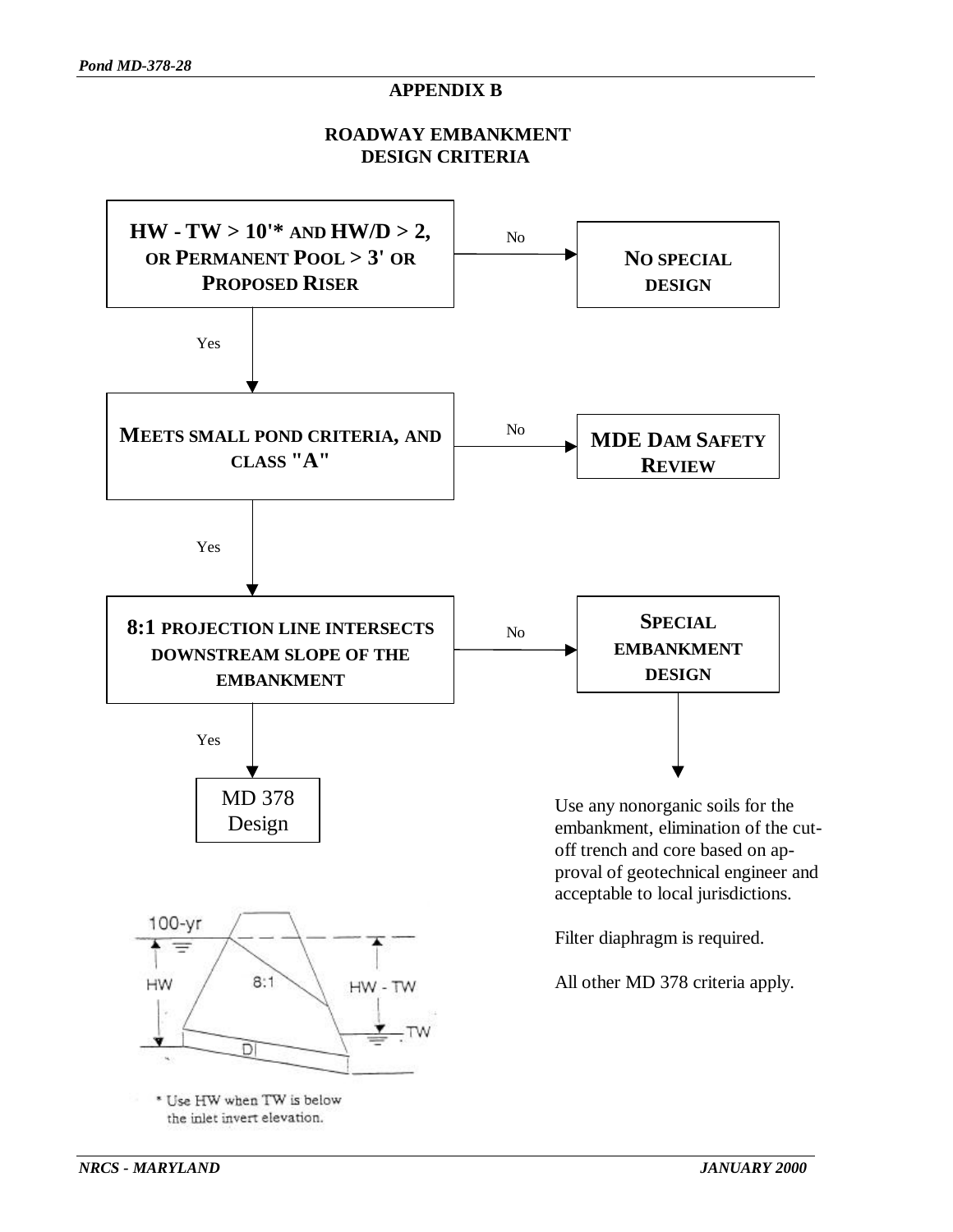## APPENDIX B

### ROADWAY EMBANKMENT DESIGN CRITERIA

**HW - TW > 10'* AND HW/D > 2, OR PERMANENT POOL > 3' OR PROPOSED RISER**

No → **NO SPECIAL DESIGN**

Yes ↓

**MEETS SMALL POND CRITERIA, AND CLASS "A"**

No → **MDE DAM SAFETY REVIEW**

Yes ↓

**8:1 PROJECTION LINE INTERSECTS DOWNSTREAM SLOPE OF THE EMBANKMENT**

No → **SPECIAL EMBANKMENT DESIGN**

Yes ↓

MD 378 Design

Use any nonorganic soils for the embankment, elimination of the cut-off trench and core based on approval of geotechnical engineer and acceptable to local jurisdictions.

Filter diaphragm is required.

All other MD 378 criteria apply.

100-yr

HW

8:1

HW - TW

TW

D

\* Use HW when TW is below the inlet invert elevation.